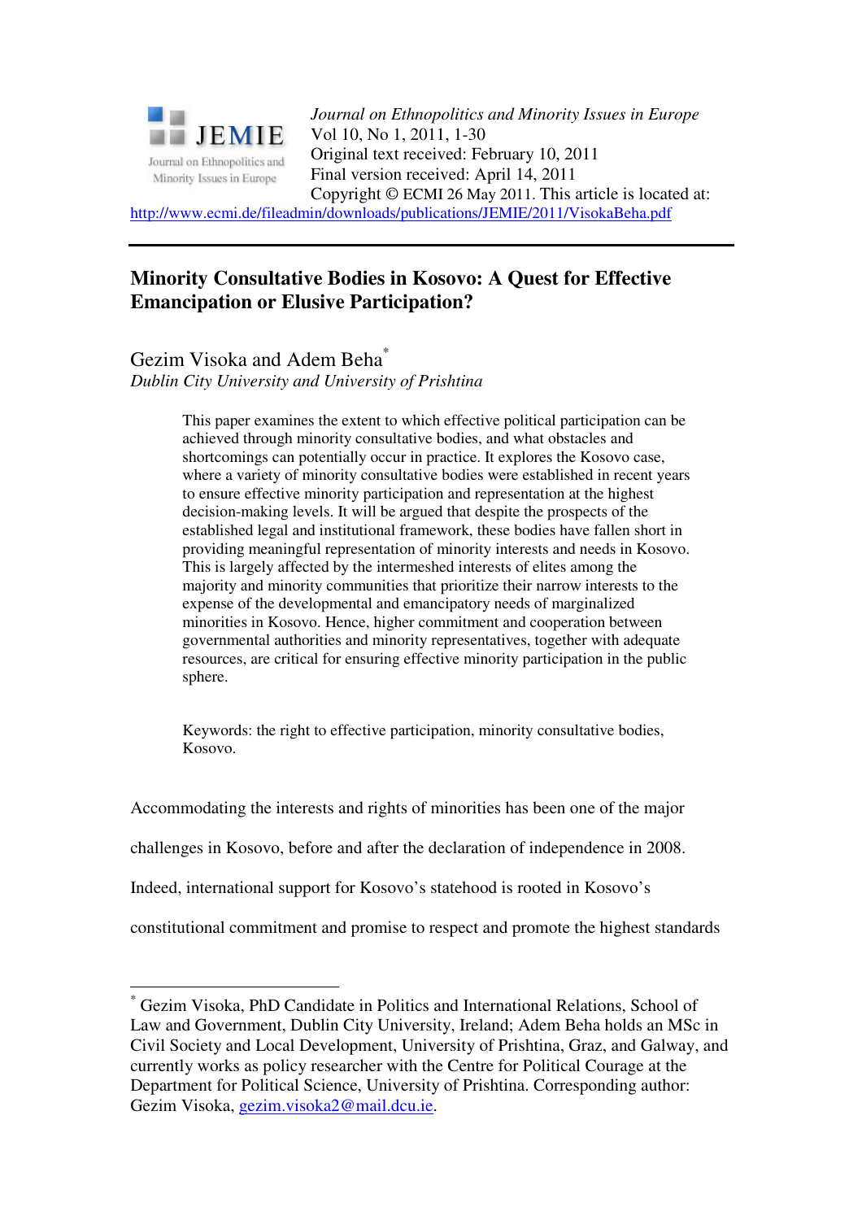*Journal on Ethnopolitics and Minority Issues in Europe*
Vol 10, No 1, 2011, 1-30
Original text received: February 10, 2011
Final version received: April 14, 2011
Copyright © ECMI 26 May 2011. This article is located at:
http://www.ecmi.de/fileadmin/downloads/publications/JEMIE/2011/VisokaBeha.pdf

---

# Minority Consultative Bodies in Kosovo: A Quest for Effective Emancipation or Elusive Participation?

Gezim Visoka and Adem Beha*
*Dublin City University and University of Prishtina*

> This paper examines the extent to which effective political participation can be achieved through minority consultative bodies, and what obstacles and shortcomings can potentially occur in practice. It explores the Kosovo case, where a variety of minority consultative bodies were established in recent years to ensure effective minority participation and representation at the highest decision-making levels. It will be argued that despite the prospects of the established legal and institutional framework, these bodies have fallen short in providing meaningful representation of minority interests and needs in Kosovo. This is largely affected by the intermeshed interests of elites among the majority and minority communities that prioritize their narrow interests to the expense of the developmental and emancipatory needs of marginalized minorities in Kosovo. Hence, higher commitment and cooperation between governmental authorities and minority representatives, together with adequate resources, are critical for ensuring effective minority participation in the public sphere.
>
> Keywords: the right to effective participation, minority consultative bodies, Kosovo.

Accommodating the interests and rights of minorities has been one of the major challenges in Kosovo, before and after the declaration of independence in 2008. Indeed, international support for Kosovo's statehood is rooted in Kosovo's constitutional commitment and promise to respect and promote the highest standards

---

* Gezim Visoka, PhD Candidate in Politics and International Relations, School of Law and Government, Dublin City University, Ireland; Adem Beha holds an MSc in Civil Society and Local Development, University of Prishtina, Graz, and Galway, and currently works as policy researcher with the Centre for Political Courage at the Department for Political Science, University of Prishtina. Corresponding author: Gezim Visoka, gezim.visoka2@mail.dcu.ie.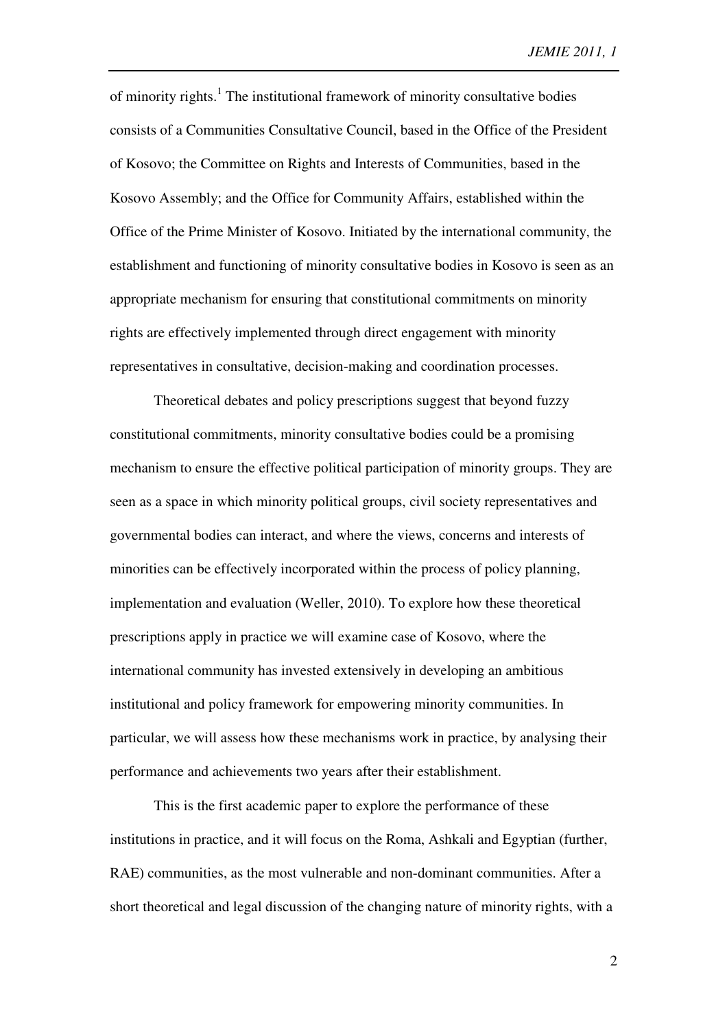of minority rights.[1] The institutional framework of minority consultative bodies consists of a Communities Consultative Council, based in the Office of the President of Kosovo; the Committee on Rights and Interests of Communities, based in the Kosovo Assembly; and the Office for Community Affairs, established within the Office of the Prime Minister of Kosovo. Initiated by the international community, the establishment and functioning of minority consultative bodies in Kosovo is seen as an appropriate mechanism for ensuring that constitutional commitments on minority rights are effectively implemented through direct engagement with minority representatives in consultative, decision-making and coordination processes.

Theoretical debates and policy prescriptions suggest that beyond fuzzy constitutional commitments, minority consultative bodies could be a promising mechanism to ensure the effective political participation of minority groups. They are seen as a space in which minority political groups, civil society representatives and governmental bodies can interact, and where the views, concerns and interests of minorities can be effectively incorporated within the process of policy planning, implementation and evaluation (Weller, 2010). To explore how these theoretical prescriptions apply in practice we will examine case of Kosovo, where the international community has invested extensively in developing an ambitious institutional and policy framework for empowering minority communities. In particular, we will assess how these mechanisms work in practice, by analysing their performance and achievements two years after their establishment.

This is the first academic paper to explore the performance of these institutions in practice, and it will focus on the Roma, Ashkali and Egyptian (further, RAE) communities, as the most vulnerable and non-dominant communities. After a short theoretical and legal discussion of the changing nature of minority rights, with a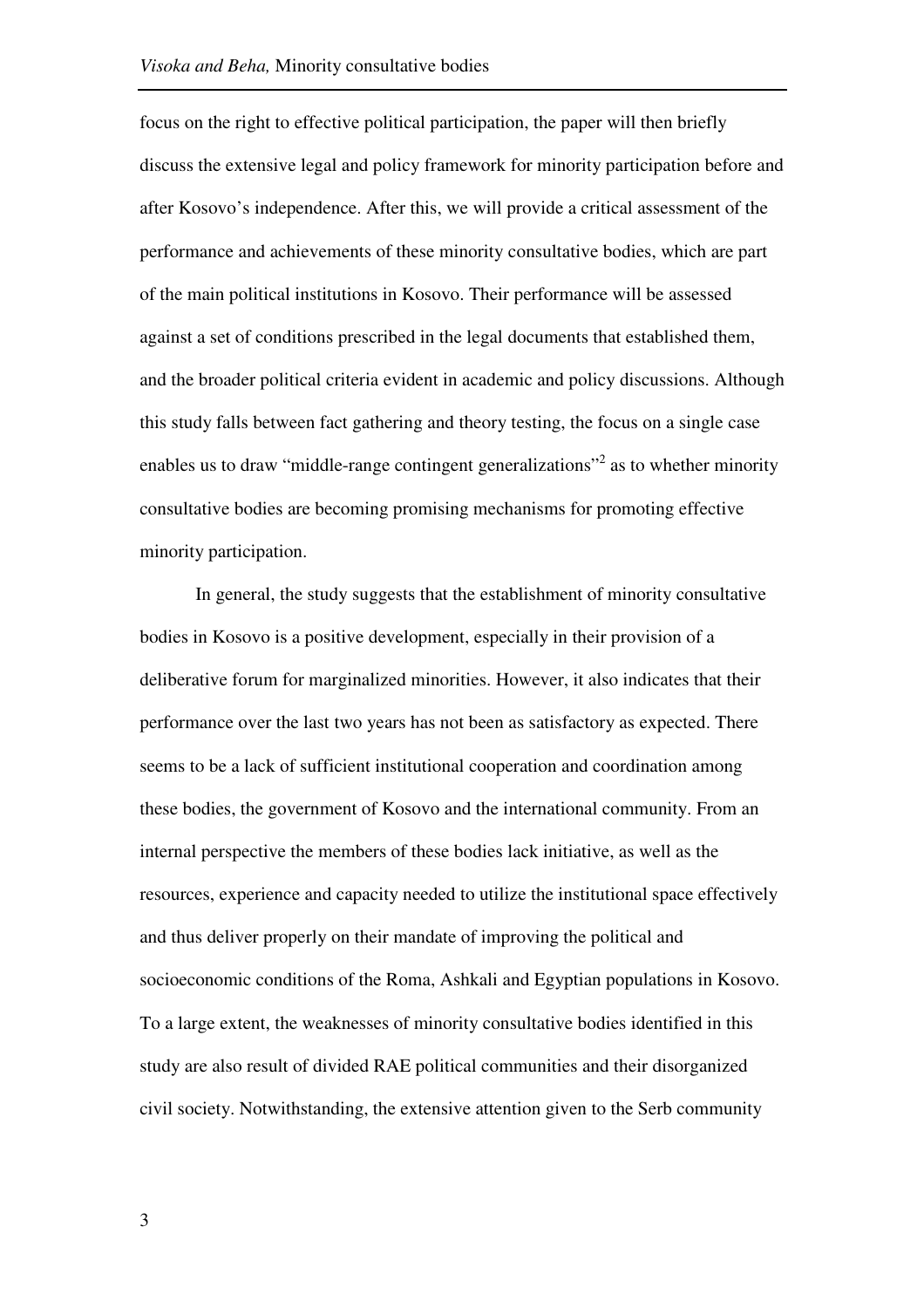focus on the right to effective political participation, the paper will then briefly discuss the extensive legal and policy framework for minority participation before and after Kosovo's independence. After this, we will provide a critical assessment of the performance and achievements of these minority consultative bodies, which are part of the main political institutions in Kosovo. Their performance will be assessed against a set of conditions prescribed in the legal documents that established them, and the broader political criteria evident in academic and policy discussions. Although this study falls between fact gathering and theory testing, the focus on a single case enables us to draw "middle-range contingent generalizations"[2] as to whether minority consultative bodies are becoming promising mechanisms for promoting effective minority participation.

In general, the study suggests that the establishment of minority consultative bodies in Kosovo is a positive development, especially in their provision of a deliberative forum for marginalized minorities. However, it also indicates that their performance over the last two years has not been as satisfactory as expected. There seems to be a lack of sufficient institutional cooperation and coordination among these bodies, the government of Kosovo and the international community. From an internal perspective the members of these bodies lack initiative, as well as the resources, experience and capacity needed to utilize the institutional space effectively and thus deliver properly on their mandate of improving the political and socioeconomic conditions of the Roma, Ashkali and Egyptian populations in Kosovo. To a large extent, the weaknesses of minority consultative bodies identified in this study are also result of divided RAE political communities and their disorganized civil society. Notwithstanding, the extensive attention given to the Serb community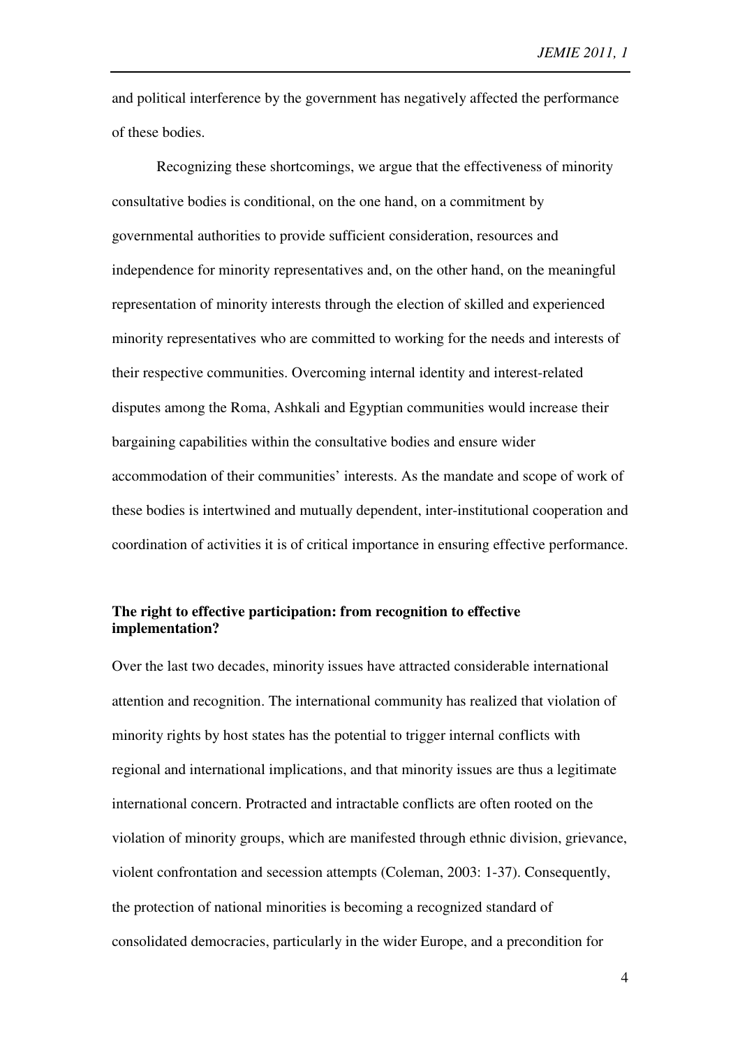and political interference by the government has negatively affected the performance of these bodies.

Recognizing these shortcomings, we argue that the effectiveness of minority consultative bodies is conditional, on the one hand, on a commitment by governmental authorities to provide sufficient consideration, resources and independence for minority representatives and, on the other hand, on the meaningful representation of minority interests through the election of skilled and experienced minority representatives who are committed to working for the needs and interests of their respective communities. Overcoming internal identity and interest-related disputes among the Roma, Ashkali and Egyptian communities would increase their bargaining capabilities within the consultative bodies and ensure wider accommodation of their communities' interests. As the mandate and scope of work of these bodies is intertwined and mutually dependent, inter-institutional cooperation and coordination of activities it is of critical importance in ensuring effective performance.

**The right to effective participation: from recognition to effective implementation?**

Over the last two decades, minority issues have attracted considerable international attention and recognition. The international community has realized that violation of minority rights by host states has the potential to trigger internal conflicts with regional and international implications, and that minority issues are thus a legitimate international concern. Protracted and intractable conflicts are often rooted on the violation of minority groups, which are manifested through ethnic division, grievance, violent confrontation and secession attempts (Coleman, 2003: 1-37). Consequently, the protection of national minorities is becoming a recognized standard of consolidated democracies, particularly in the wider Europe, and a precondition for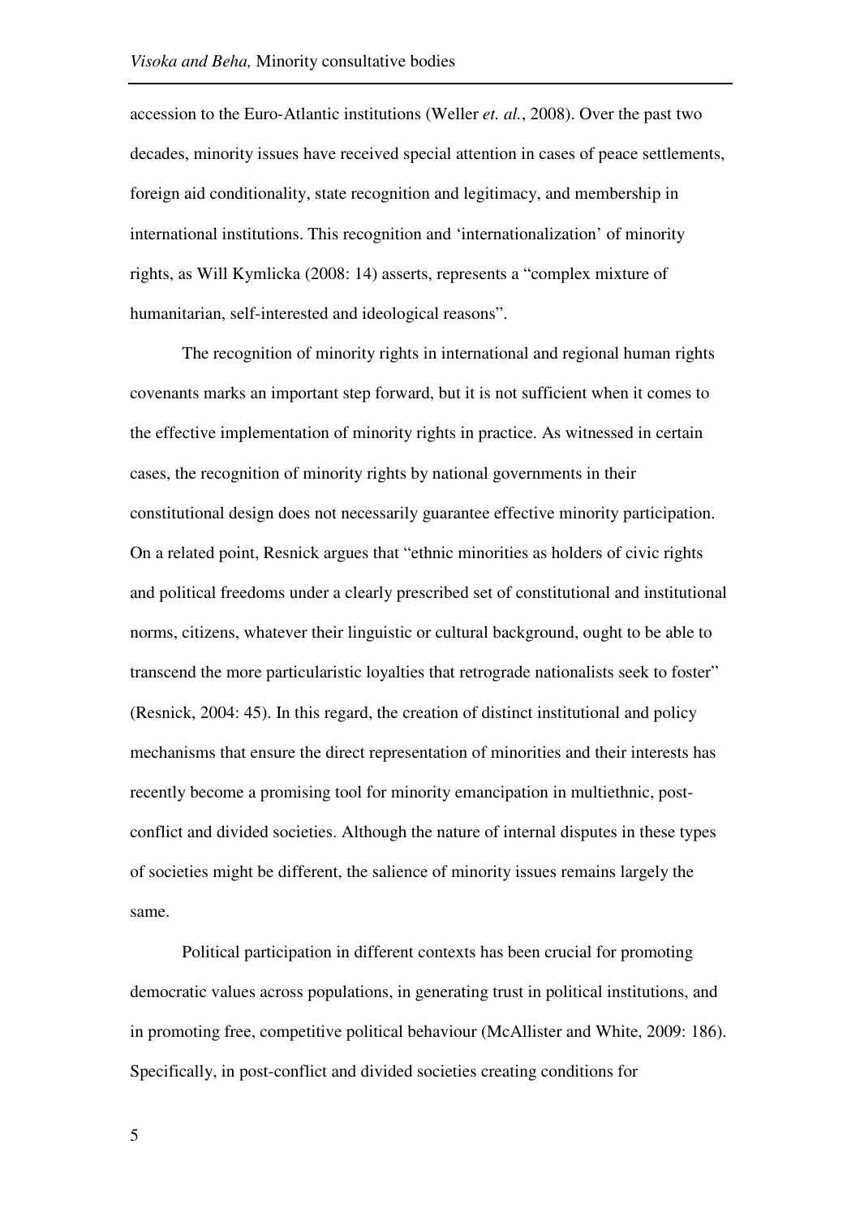accession to the Euro-Atlantic institutions (Weller *et. al.*, 2008). Over the past two decades, minority issues have received special attention in cases of peace settlements, foreign aid conditionality, state recognition and legitimacy, and membership in international institutions. This recognition and 'internationalization' of minority rights, as Will Kymlicka (2008: 14) asserts, represents a "complex mixture of humanitarian, self-interested and ideological reasons".

The recognition of minority rights in international and regional human rights covenants marks an important step forward, but it is not sufficient when it comes to the effective implementation of minority rights in practice. As witnessed in certain cases, the recognition of minority rights by national governments in their constitutional design does not necessarily guarantee effective minority participation. On a related point, Resnick argues that "ethnic minorities as holders of civic rights and political freedoms under a clearly prescribed set of constitutional and institutional norms, citizens, whatever their linguistic or cultural background, ought to be able to transcend the more particularistic loyalties that retrograde nationalists seek to foster" (Resnick, 2004: 45). In this regard, the creation of distinct institutional and policy mechanisms that ensure the direct representation of minorities and their interests has recently become a promising tool for minority emancipation in multiethnic, post-conflict and divided societies. Although the nature of internal disputes in these types of societies might be different, the salience of minority issues remains largely the same.

Political participation in different contexts has been crucial for promoting democratic values across populations, in generating trust in political institutions, and in promoting free, competitive political behaviour (McAllister and White, 2009: 186). Specifically, in post-conflict and divided societies creating conditions for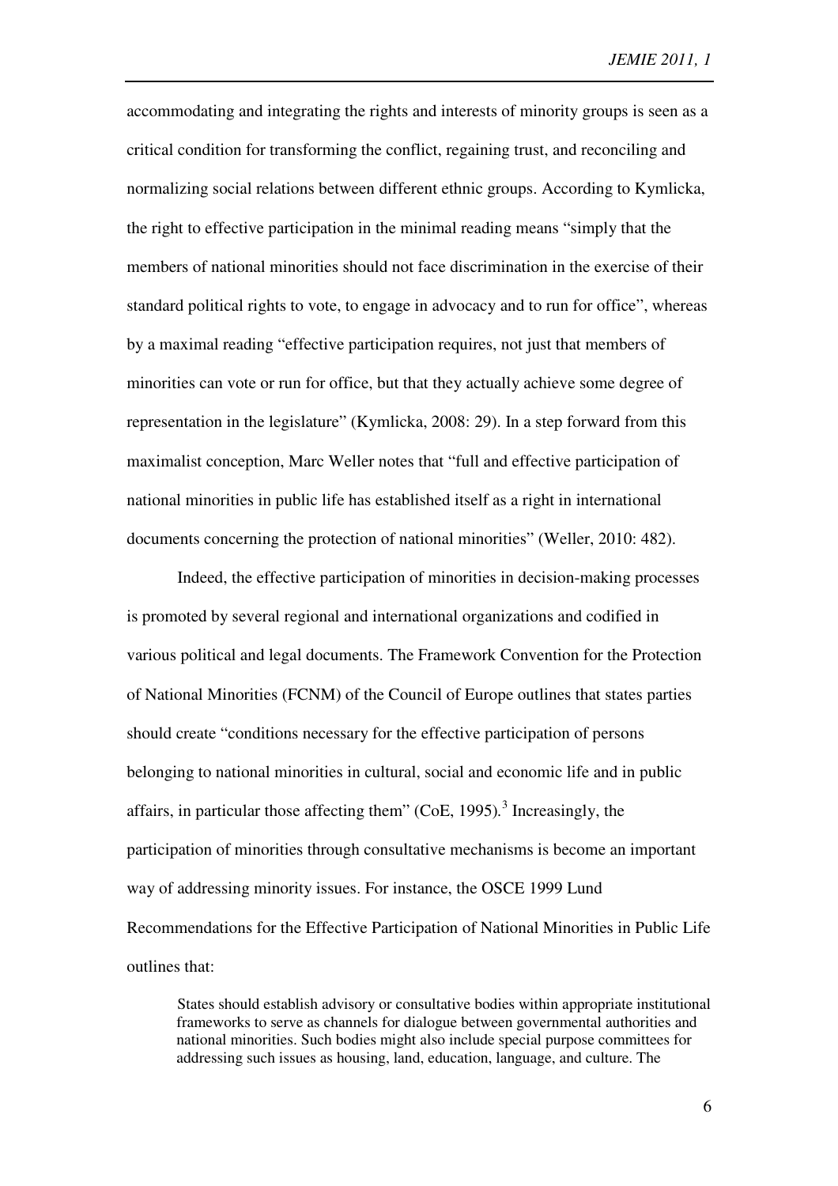accommodating and integrating the rights and interests of minority groups is seen as a critical condition for transforming the conflict, regaining trust, and reconciling and normalizing social relations between different ethnic groups. According to Kymlicka, the right to effective participation in the minimal reading means "simply that the members of national minorities should not face discrimination in the exercise of their standard political rights to vote, to engage in advocacy and to run for office", whereas by a maximal reading "effective participation requires, not just that members of minorities can vote or run for office, but that they actually achieve some degree of representation in the legislature" (Kymlicka, 2008: 29). In a step forward from this maximalist conception, Marc Weller notes that "full and effective participation of national minorities in public life has established itself as a right in international documents concerning the protection of national minorities" (Weller, 2010: 482).

Indeed, the effective participation of minorities in decision-making processes is promoted by several regional and international organizations and codified in various political and legal documents. The Framework Convention for the Protection of National Minorities (FCNM) of the Council of Europe outlines that states parties should create "conditions necessary for the effective participation of persons belonging to national minorities in cultural, social and economic life and in public affairs, in particular those affecting them" (CoE, 1995).[3] Increasingly, the participation of minorities through consultative mechanisms is become an important way of addressing minority issues. For instance, the OSCE 1999 Lund Recommendations for the Effective Participation of National Minorities in Public Life outlines that:

> States should establish advisory or consultative bodies within appropriate institutional frameworks to serve as channels for dialogue between governmental authorities and national minorities. Such bodies might also include special purpose committees for addressing such issues as housing, land, education, language, and culture. The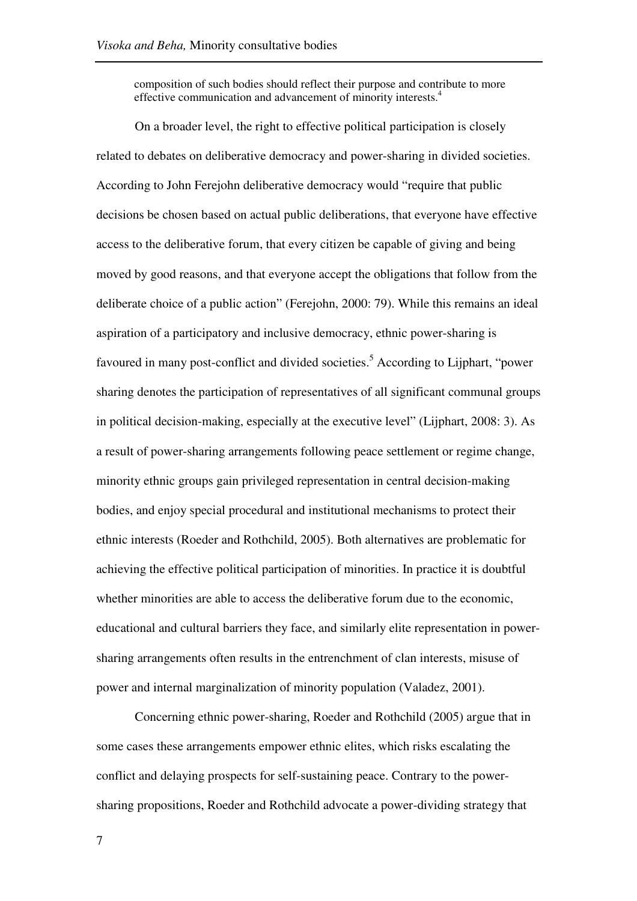composition of such bodies should reflect their purpose and contribute to more effective communication and advancement of minority interests.[4]

On a broader level, the right to effective political participation is closely related to debates on deliberative democracy and power-sharing in divided societies. According to John Ferejohn deliberative democracy would "require that public decisions be chosen based on actual public deliberations, that everyone have effective access to the deliberative forum, that every citizen be capable of giving and being moved by good reasons, and that everyone accept the obligations that follow from the deliberate choice of a public action" (Ferejohn, 2000: 79). While this remains an ideal aspiration of a participatory and inclusive democracy, ethnic power-sharing is favoured in many post-conflict and divided societies.[5] According to Lijphart, "power sharing denotes the participation of representatives of all significant communal groups in political decision-making, especially at the executive level" (Lijphart, 2008: 3). As a result of power-sharing arrangements following peace settlement or regime change, minority ethnic groups gain privileged representation in central decision-making bodies, and enjoy special procedural and institutional mechanisms to protect their ethnic interests (Roeder and Rothchild, 2005). Both alternatives are problematic for achieving the effective political participation of minorities. In practice it is doubtful whether minorities are able to access the deliberative forum due to the economic, educational and cultural barriers they face, and similarly elite representation in power-sharing arrangements often results in the entrenchment of clan interests, misuse of power and internal marginalization of minority population (Valadez, 2001).

Concerning ethnic power-sharing, Roeder and Rothchild (2005) argue that in some cases these arrangements empower ethnic elites, which risks escalating the conflict and delaying prospects for self-sustaining peace. Contrary to the power-sharing propositions, Roeder and Rothchild advocate a power-dividing strategy that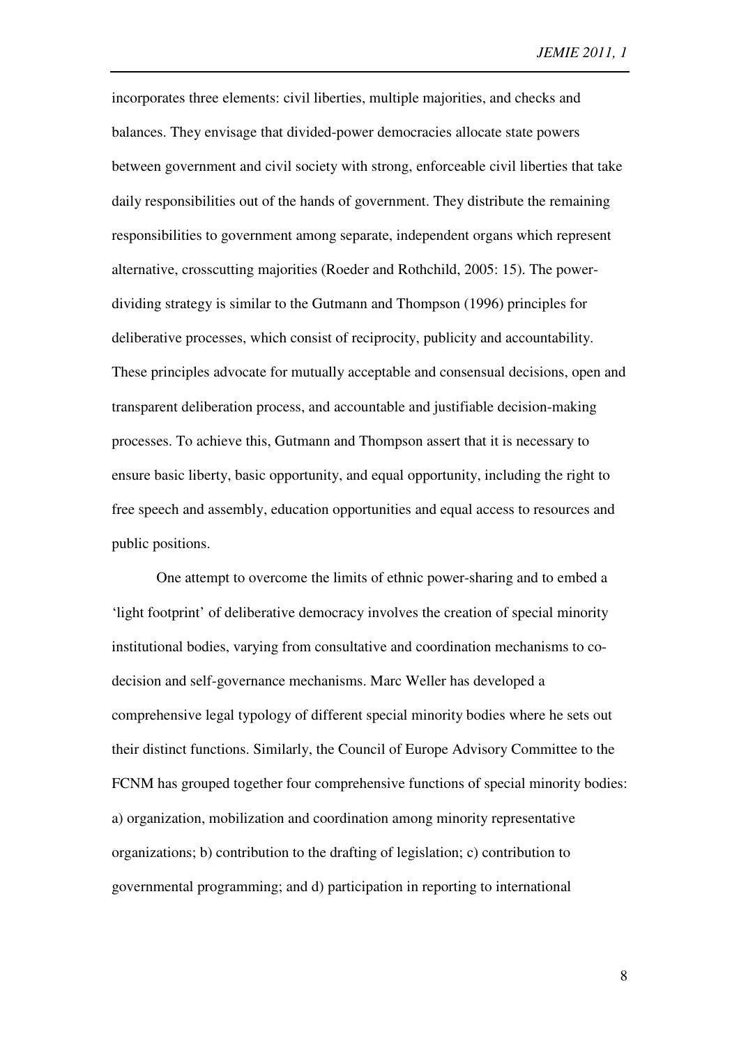incorporates three elements: civil liberties, multiple majorities, and checks and balances. They envisage that divided-power democracies allocate state powers between government and civil society with strong, enforceable civil liberties that take daily responsibilities out of the hands of government. They distribute the remaining responsibilities to government among separate, independent organs which represent alternative, crosscutting majorities (Roeder and Rothchild, 2005: 15). The power-dividing strategy is similar to the Gutmann and Thompson (1996) principles for deliberative processes, which consist of reciprocity, publicity and accountability. These principles advocate for mutually acceptable and consensual decisions, open and transparent deliberation process, and accountable and justifiable decision-making processes. To achieve this, Gutmann and Thompson assert that it is necessary to ensure basic liberty, basic opportunity, and equal opportunity, including the right to free speech and assembly, education opportunities and equal access to resources and public positions.

One attempt to overcome the limits of ethnic power-sharing and to embed a 'light footprint' of deliberative democracy involves the creation of special minority institutional bodies, varying from consultative and coordination mechanisms to co-decision and self-governance mechanisms. Marc Weller has developed a comprehensive legal typology of different special minority bodies where he sets out their distinct functions. Similarly, the Council of Europe Advisory Committee to the FCNM has grouped together four comprehensive functions of special minority bodies: a) organization, mobilization and coordination among minority representative organizations; b) contribution to the drafting of legislation; c) contribution to governmental programming; and d) participation in reporting to international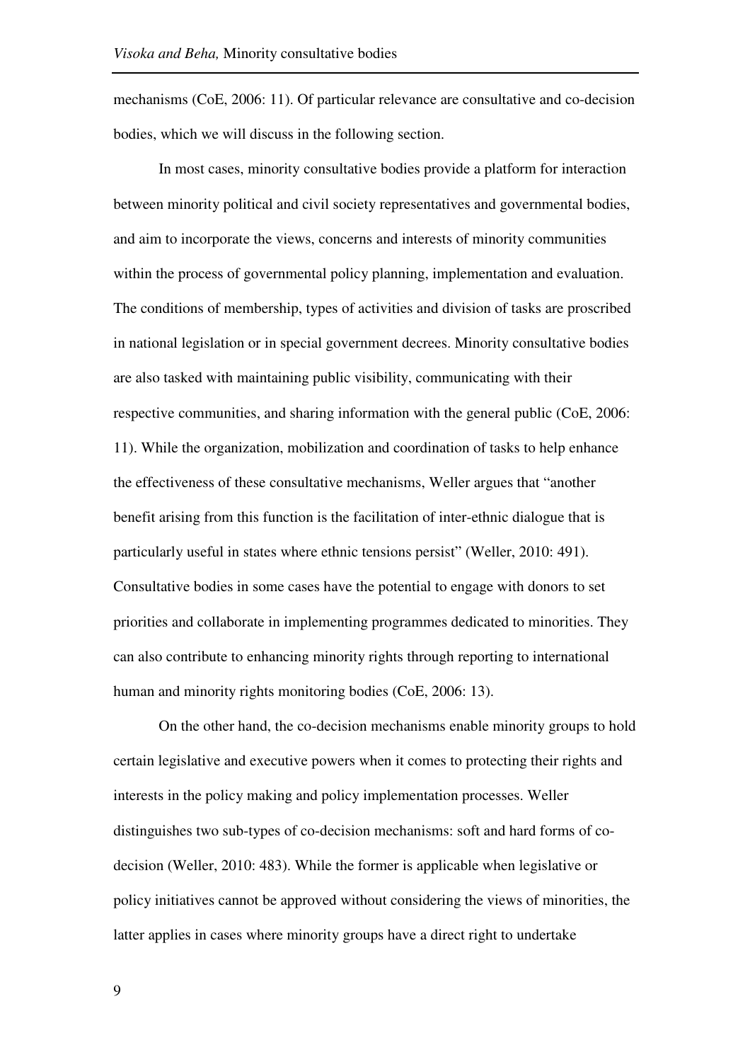mechanisms (CoE, 2006: 11). Of particular relevance are consultative and co-decision bodies, which we will discuss in the following section.

In most cases, minority consultative bodies provide a platform for interaction between minority political and civil society representatives and governmental bodies, and aim to incorporate the views, concerns and interests of minority communities within the process of governmental policy planning, implementation and evaluation. The conditions of membership, types of activities and division of tasks are proscribed in national legislation or in special government decrees. Minority consultative bodies are also tasked with maintaining public visibility, communicating with their respective communities, and sharing information with the general public (CoE, 2006: 11). While the organization, mobilization and coordination of tasks to help enhance the effectiveness of these consultative mechanisms, Weller argues that "another benefit arising from this function is the facilitation of inter-ethnic dialogue that is particularly useful in states where ethnic tensions persist" (Weller, 2010: 491). Consultative bodies in some cases have the potential to engage with donors to set priorities and collaborate in implementing programmes dedicated to minorities. They can also contribute to enhancing minority rights through reporting to international human and minority rights monitoring bodies (CoE, 2006: 13).

On the other hand, the co-decision mechanisms enable minority groups to hold certain legislative and executive powers when it comes to protecting their rights and interests in the policy making and policy implementation processes. Weller distinguishes two sub-types of co-decision mechanisms: soft and hard forms of co-decision (Weller, 2010: 483). While the former is applicable when legislative or policy initiatives cannot be approved without considering the views of minorities, the latter applies in cases where minority groups have a direct right to undertake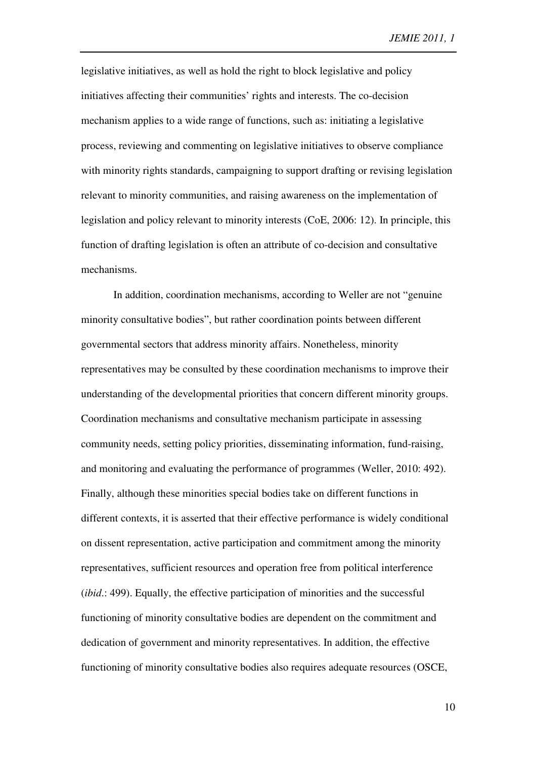legislative initiatives, as well as hold the right to block legislative and policy initiatives affecting their communities' rights and interests. The co-decision mechanism applies to a wide range of functions, such as: initiating a legislative process, reviewing and commenting on legislative initiatives to observe compliance with minority rights standards, campaigning to support drafting or revising legislation relevant to minority communities, and raising awareness on the implementation of legislation and policy relevant to minority interests (CoE, 2006: 12). In principle, this function of drafting legislation is often an attribute of co-decision and consultative mechanisms.

In addition, coordination mechanisms, according to Weller are not "genuine minority consultative bodies", but rather coordination points between different governmental sectors that address minority affairs. Nonetheless, minority representatives may be consulted by these coordination mechanisms to improve their understanding of the developmental priorities that concern different minority groups. Coordination mechanisms and consultative mechanism participate in assessing community needs, setting policy priorities, disseminating information, fund-raising, and monitoring and evaluating the performance of programmes (Weller, 2010: 492). Finally, although these minorities special bodies take on different functions in different contexts, it is asserted that their effective performance is widely conditional on dissent representation, active participation and commitment among the minority representatives, sufficient resources and operation free from political interference (*ibid*.: 499). Equally, the effective participation of minorities and the successful functioning of minority consultative bodies are dependent on the commitment and dedication of government and minority representatives. In addition, the effective functioning of minority consultative bodies also requires adequate resources (OSCE,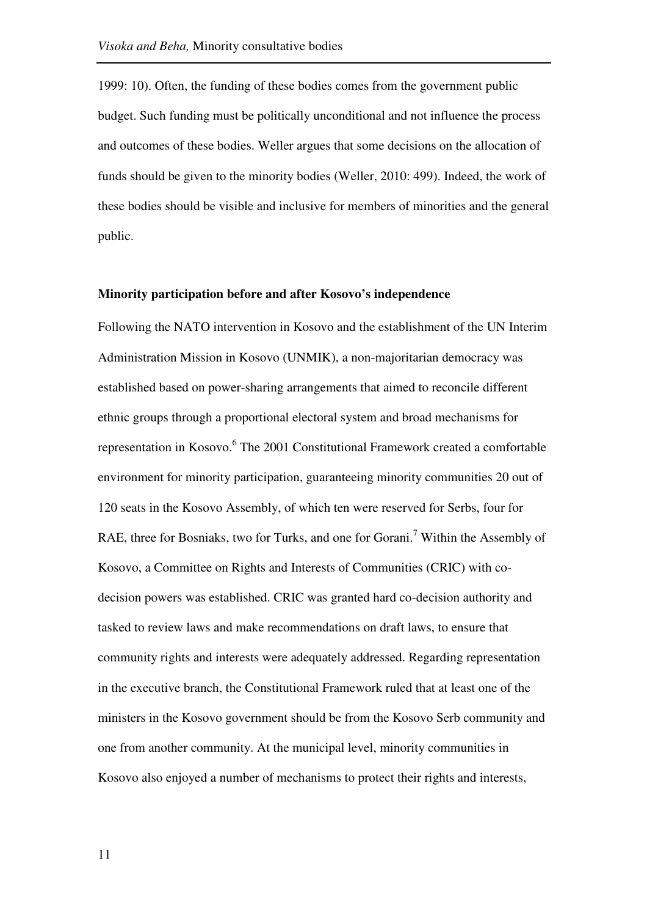1999: 10). Often, the funding of these bodies comes from the government public budget. Such funding must be politically unconditional and not influence the process and outcomes of these bodies. Weller argues that some decisions on the allocation of funds should be given to the minority bodies (Weller, 2010: 499). Indeed, the work of these bodies should be visible and inclusive for members of minorities and the general public.

**Minority participation before and after Kosovo's independence**

Following the NATO intervention in Kosovo and the establishment of the UN Interim Administration Mission in Kosovo (UNMIK), a non-majoritarian democracy was established based on power-sharing arrangements that aimed to reconcile different ethnic groups through a proportional electoral system and broad mechanisms for representation in Kosovo.[6] The 2001 Constitutional Framework created a comfortable environment for minority participation, guaranteeing minority communities 20 out of 120 seats in the Kosovo Assembly, of which ten were reserved for Serbs, four for RAE, three for Bosniaks, two for Turks, and one for Gorani.[7] Within the Assembly of Kosovo, a Committee on Rights and Interests of Communities (CRIC) with co-decision powers was established. CRIC was granted hard co-decision authority and tasked to review laws and make recommendations on draft laws, to ensure that community rights and interests were adequately addressed. Regarding representation in the executive branch, the Constitutional Framework ruled that at least one of the ministers in the Kosovo government should be from the Kosovo Serb community and one from another community. At the municipal level, minority communities in Kosovo also enjoyed a number of mechanisms to protect their rights and interests,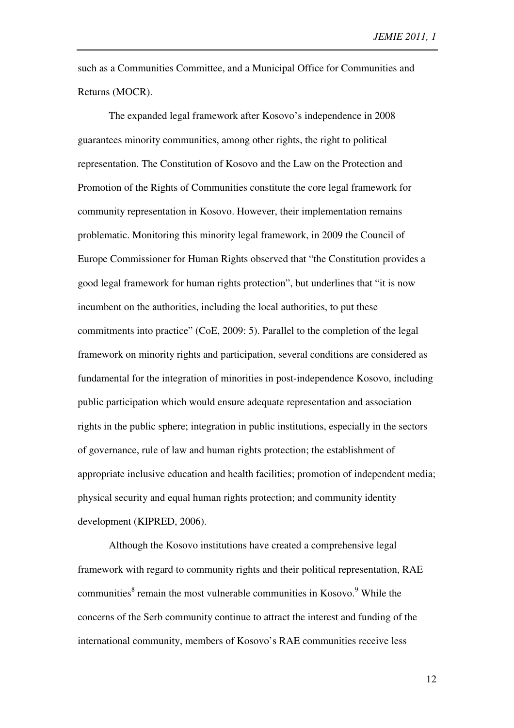such as a Communities Committee, and a Municipal Office for Communities and Returns (MOCR).

The expanded legal framework after Kosovo's independence in 2008 guarantees minority communities, among other rights, the right to political representation. The Constitution of Kosovo and the Law on the Protection and Promotion of the Rights of Communities constitute the core legal framework for community representation in Kosovo. However, their implementation remains problematic. Monitoring this minority legal framework, in 2009 the Council of Europe Commissioner for Human Rights observed that "the Constitution provides a good legal framework for human rights protection", but underlines that "it is now incumbent on the authorities, including the local authorities, to put these commitments into practice" (CoE, 2009: 5). Parallel to the completion of the legal framework on minority rights and participation, several conditions are considered as fundamental for the integration of minorities in post-independence Kosovo, including public participation which would ensure adequate representation and association rights in the public sphere; integration in public institutions, especially in the sectors of governance, rule of law and human rights protection; the establishment of appropriate inclusive education and health facilities; promotion of independent media; physical security and equal human rights protection; and community identity development (KIPRED, 2006).

Although the Kosovo institutions have created a comprehensive legal framework with regard to community rights and their political representation, RAE communities[8] remain the most vulnerable communities in Kosovo.[9] While the concerns of the Serb community continue to attract the interest and funding of the international community, members of Kosovo's RAE communities receive less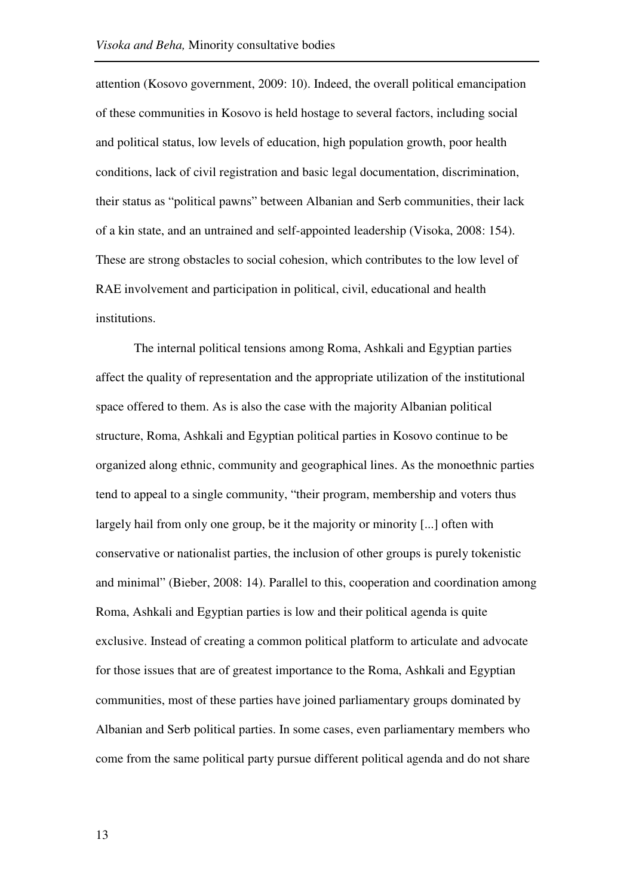attention (Kosovo government, 2009: 10). Indeed, the overall political emancipation of these communities in Kosovo is held hostage to several factors, including social and political status, low levels of education, high population growth, poor health conditions, lack of civil registration and basic legal documentation, discrimination, their status as "political pawns" between Albanian and Serb communities, their lack of a kin state, and an untrained and self-appointed leadership (Visoka, 2008: 154). These are strong obstacles to social cohesion, which contributes to the low level of RAE involvement and participation in political, civil, educational and health institutions.

The internal political tensions among Roma, Ashkali and Egyptian parties affect the quality of representation and the appropriate utilization of the institutional space offered to them. As is also the case with the majority Albanian political structure, Roma, Ashkali and Egyptian political parties in Kosovo continue to be organized along ethnic, community and geographical lines. As the monoethnic parties tend to appeal to a single community, "their program, membership and voters thus largely hail from only one group, be it the majority or minority [...] often with conservative or nationalist parties, the inclusion of other groups is purely tokenistic and minimal" (Bieber, 2008: 14). Parallel to this, cooperation and coordination among Roma, Ashkali and Egyptian parties is low and their political agenda is quite exclusive. Instead of creating a common political platform to articulate and advocate for those issues that are of greatest importance to the Roma, Ashkali and Egyptian communities, most of these parties have joined parliamentary groups dominated by Albanian and Serb political parties. In some cases, even parliamentary members who come from the same political party pursue different political agenda and do not share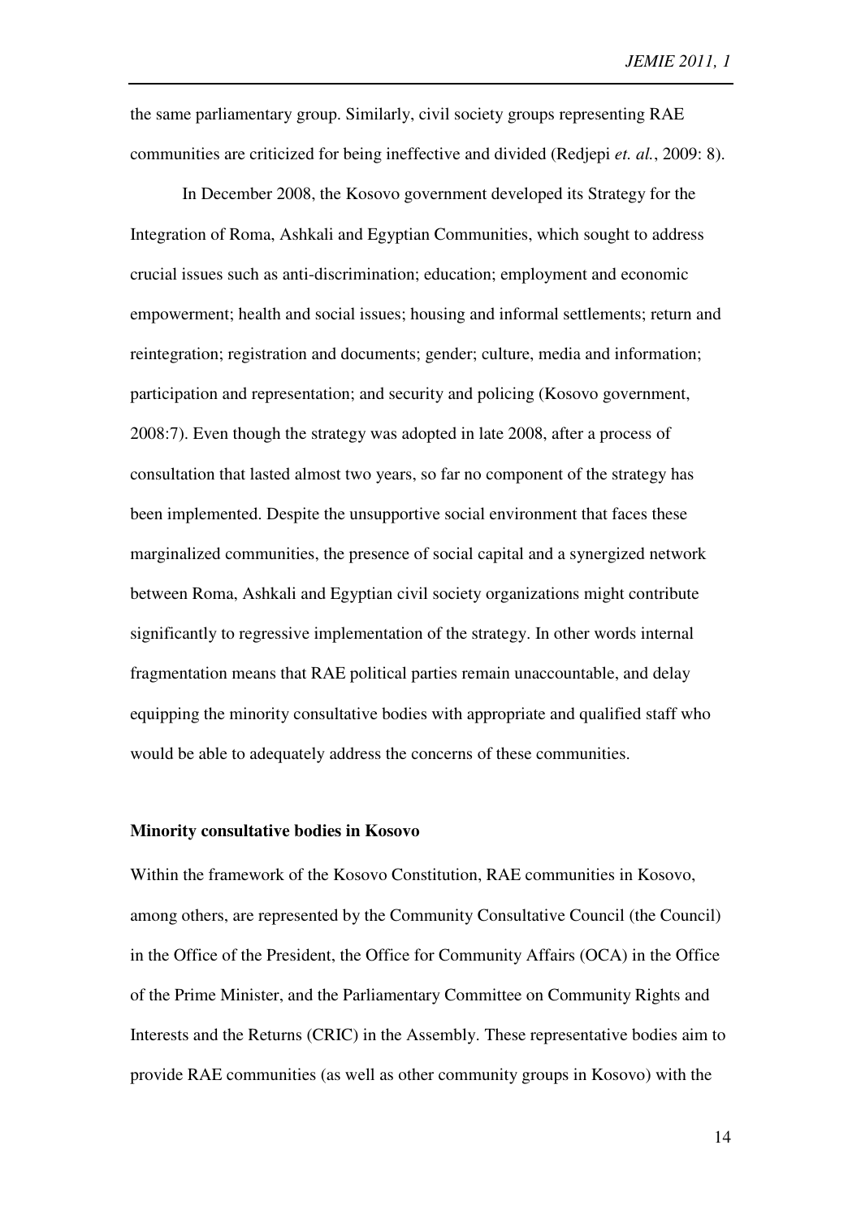the same parliamentary group. Similarly, civil society groups representing RAE communities are criticized for being ineffective and divided (Redjepi *et. al.*, 2009: 8).

In December 2008, the Kosovo government developed its Strategy for the Integration of Roma, Ashkali and Egyptian Communities, which sought to address crucial issues such as anti-discrimination; education; employment and economic empowerment; health and social issues; housing and informal settlements; return and reintegration; registration and documents; gender; culture, media and information; participation and representation; and security and policing (Kosovo government, 2008:7). Even though the strategy was adopted in late 2008, after a process of consultation that lasted almost two years, so far no component of the strategy has been implemented. Despite the unsupportive social environment that faces these marginalized communities, the presence of social capital and a synergized network between Roma, Ashkali and Egyptian civil society organizations might contribute significantly to regressive implementation of the strategy. In other words internal fragmentation means that RAE political parties remain unaccountable, and delay equipping the minority consultative bodies with appropriate and qualified staff who would be able to adequately address the concerns of these communities.

**Minority consultative bodies in Kosovo**

Within the framework of the Kosovo Constitution, RAE communities in Kosovo, among others, are represented by the Community Consultative Council (the Council) in the Office of the President, the Office for Community Affairs (OCA) in the Office of the Prime Minister, and the Parliamentary Committee on Community Rights and Interests and the Returns (CRIC) in the Assembly. These representative bodies aim to provide RAE communities (as well as other community groups in Kosovo) with the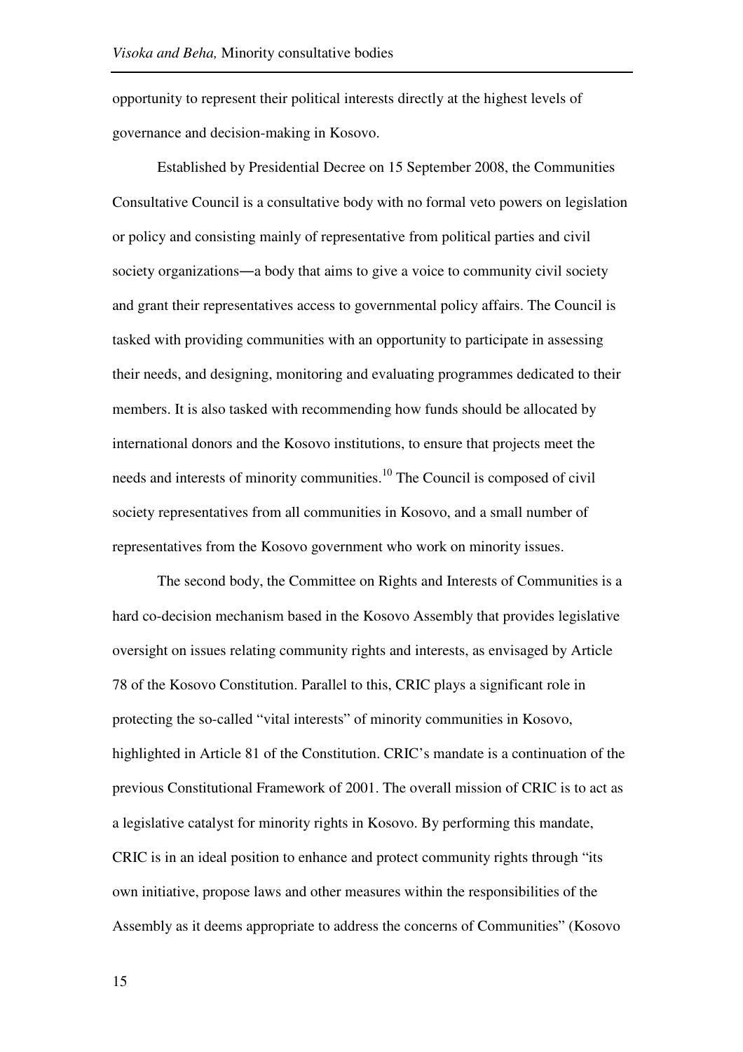opportunity to represent their political interests directly at the highest levels of governance and decision-making in Kosovo.

Established by Presidential Decree on 15 September 2008, the Communities Consultative Council is a consultative body with no formal veto powers on legislation or policy and consisting mainly of representative from political parties and civil society organizations―a body that aims to give a voice to community civil society and grant their representatives access to governmental policy affairs. The Council is tasked with providing communities with an opportunity to participate in assessing their needs, and designing, monitoring and evaluating programmes dedicated to their members. It is also tasked with recommending how funds should be allocated by international donors and the Kosovo institutions, to ensure that projects meet the needs and interests of minority communities.[10] The Council is composed of civil society representatives from all communities in Kosovo, and a small number of representatives from the Kosovo government who work on minority issues.

The second body, the Committee on Rights and Interests of Communities is a hard co-decision mechanism based in the Kosovo Assembly that provides legislative oversight on issues relating community rights and interests, as envisaged by Article 78 of the Kosovo Constitution. Parallel to this, CRIC plays a significant role in protecting the so-called "vital interests" of minority communities in Kosovo, highlighted in Article 81 of the Constitution. CRIC's mandate is a continuation of the previous Constitutional Framework of 2001. The overall mission of CRIC is to act as a legislative catalyst for minority rights in Kosovo. By performing this mandate, CRIC is in an ideal position to enhance and protect community rights through "its own initiative, propose laws and other measures within the responsibilities of the Assembly as it deems appropriate to address the concerns of Communities" (Kosovo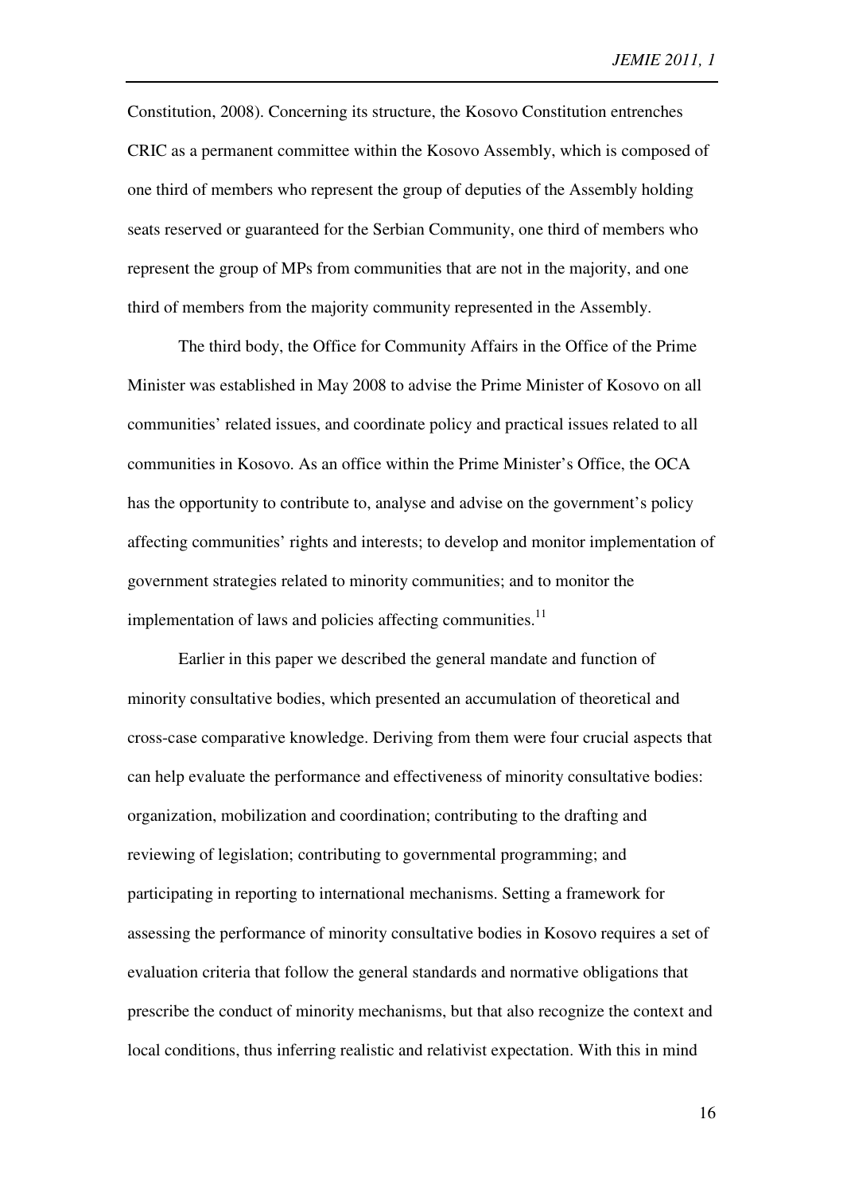Constitution, 2008). Concerning its structure, the Kosovo Constitution entrenches CRIC as a permanent committee within the Kosovo Assembly, which is composed of one third of members who represent the group of deputies of the Assembly holding seats reserved or guaranteed for the Serbian Community, one third of members who represent the group of MPs from communities that are not in the majority, and one third of members from the majority community represented in the Assembly.

The third body, the Office for Community Affairs in the Office of the Prime Minister was established in May 2008 to advise the Prime Minister of Kosovo on all communities' related issues, and coordinate policy and practical issues related to all communities in Kosovo. As an office within the Prime Minister's Office, the OCA has the opportunity to contribute to, analyse and advise on the government's policy affecting communities' rights and interests; to develop and monitor implementation of government strategies related to minority communities; and to monitor the implementation of laws and policies affecting communities.[11]

Earlier in this paper we described the general mandate and function of minority consultative bodies, which presented an accumulation of theoretical and cross-case comparative knowledge. Deriving from them were four crucial aspects that can help evaluate the performance and effectiveness of minority consultative bodies: organization, mobilization and coordination; contributing to the drafting and reviewing of legislation; contributing to governmental programming; and participating in reporting to international mechanisms. Setting a framework for assessing the performance of minority consultative bodies in Kosovo requires a set of evaluation criteria that follow the general standards and normative obligations that prescribe the conduct of minority mechanisms, but that also recognize the context and local conditions, thus inferring realistic and relativist expectation. With this in mind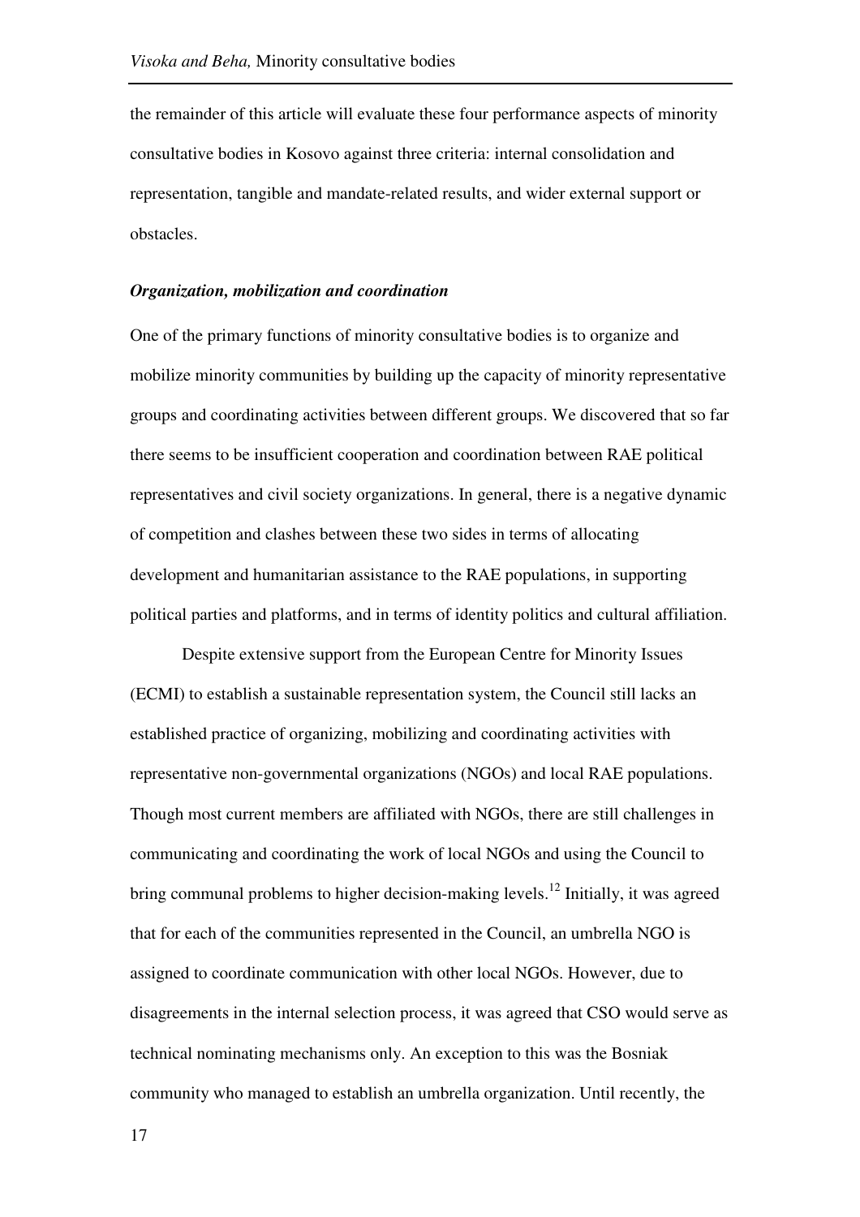the remainder of this article will evaluate these four performance aspects of minority consultative bodies in Kosovo against three criteria: internal consolidation and representation, tangible and mandate-related results, and wider external support or obstacles.

***Organization, mobilization and coordination***

One of the primary functions of minority consultative bodies is to organize and mobilize minority communities by building up the capacity of minority representative groups and coordinating activities between different groups. We discovered that so far there seems to be insufficient cooperation and coordination between RAE political representatives and civil society organizations. In general, there is a negative dynamic of competition and clashes between these two sides in terms of allocating development and humanitarian assistance to the RAE populations, in supporting political parties and platforms, and in terms of identity politics and cultural affiliation.

Despite extensive support from the European Centre for Minority Issues (ECMI) to establish a sustainable representation system, the Council still lacks an established practice of organizing, mobilizing and coordinating activities with representative non-governmental organizations (NGOs) and local RAE populations. Though most current members are affiliated with NGOs, there are still challenges in communicating and coordinating the work of local NGOs and using the Council to bring communal problems to higher decision-making levels.[12] Initially, it was agreed that for each of the communities represented in the Council, an umbrella NGO is assigned to coordinate communication with other local NGOs. However, due to disagreements in the internal selection process, it was agreed that CSO would serve as technical nominating mechanisms only. An exception to this was the Bosniak community who managed to establish an umbrella organization. Until recently, the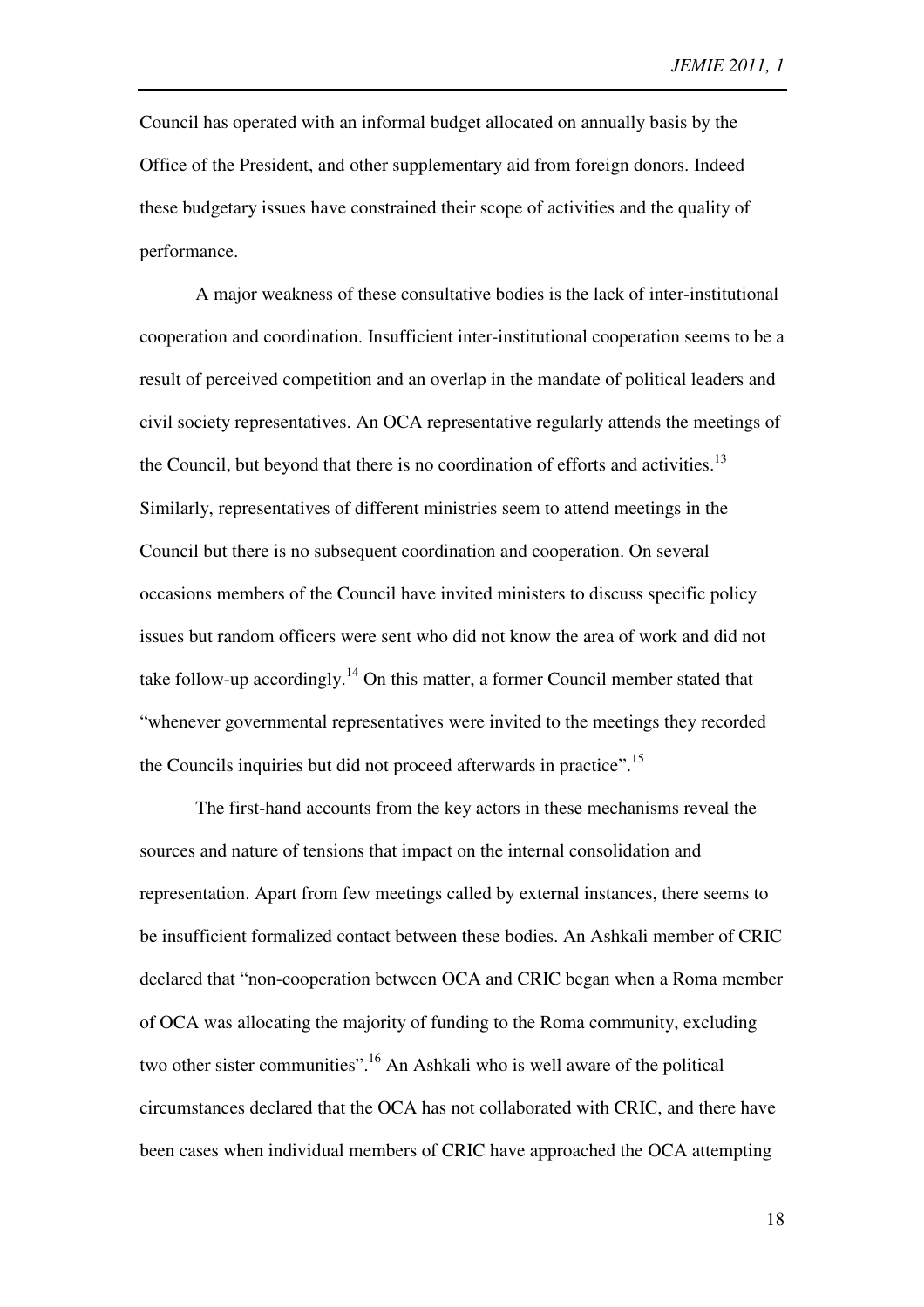Council has operated with an informal budget allocated on annually basis by the Office of the President, and other supplementary aid from foreign donors. Indeed these budgetary issues have constrained their scope of activities and the quality of performance.

A major weakness of these consultative bodies is the lack of inter-institutional cooperation and coordination. Insufficient inter-institutional cooperation seems to be a result of perceived competition and an overlap in the mandate of political leaders and civil society representatives. An OCA representative regularly attends the meetings of the Council, but beyond that there is no coordination of efforts and activities.[13] Similarly, representatives of different ministries seem to attend meetings in the Council but there is no subsequent coordination and cooperation. On several occasions members of the Council have invited ministers to discuss specific policy issues but random officers were sent who did not know the area of work and did not take follow-up accordingly.[14] On this matter, a former Council member stated that "whenever governmental representatives were invited to the meetings they recorded the Councils inquiries but did not proceed afterwards in practice".[15]

The first-hand accounts from the key actors in these mechanisms reveal the sources and nature of tensions that impact on the internal consolidation and representation. Apart from few meetings called by external instances, there seems to be insufficient formalized contact between these bodies. An Ashkali member of CRIC declared that "non-cooperation between OCA and CRIC began when a Roma member of OCA was allocating the majority of funding to the Roma community, excluding two other sister communities".[16] An Ashkali who is well aware of the political circumstances declared that the OCA has not collaborated with CRIC, and there have been cases when individual members of CRIC have approached the OCA attempting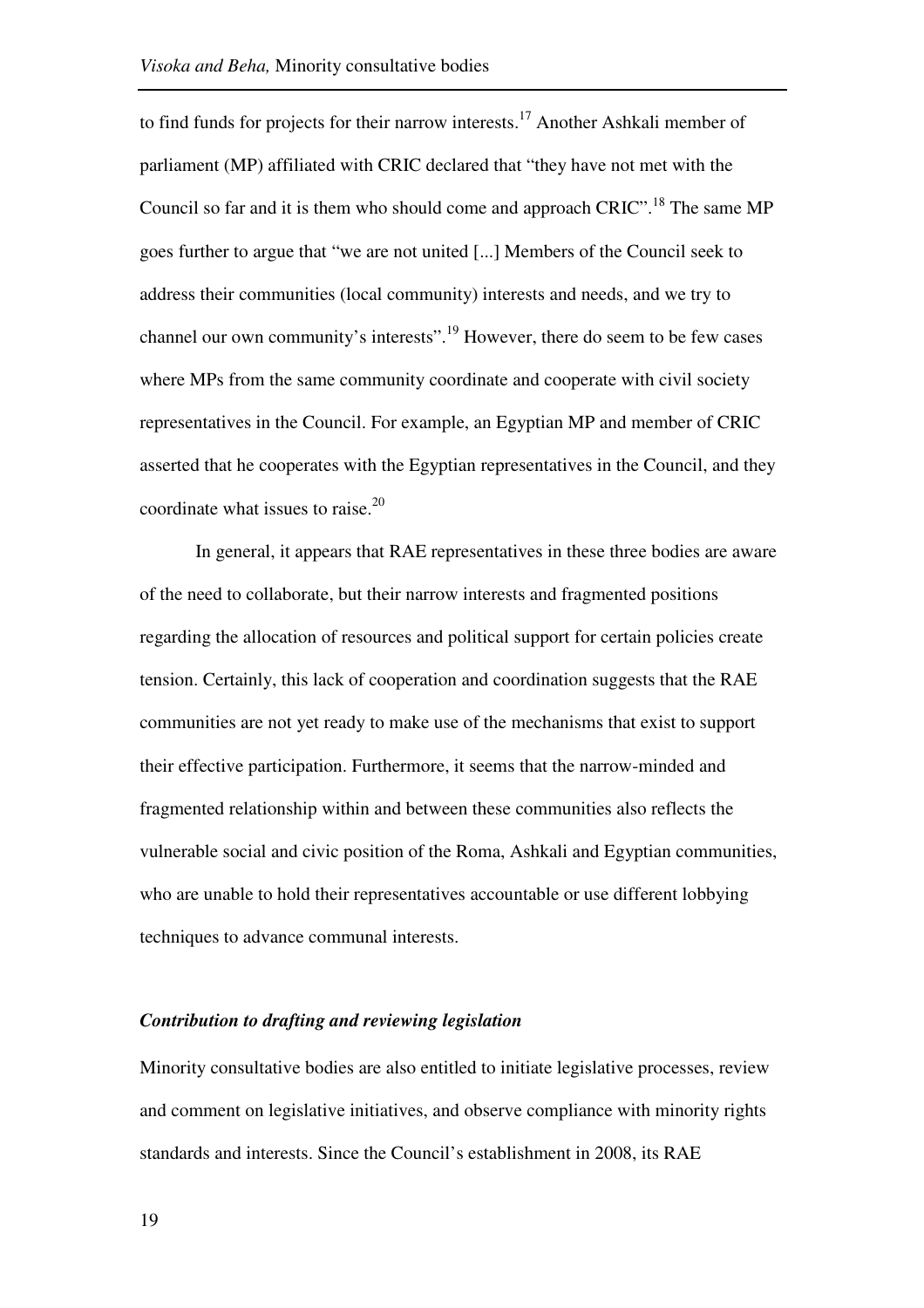to find funds for projects for their narrow interests.[17] Another Ashkali member of parliament (MP) affiliated with CRIC declared that "they have not met with the Council so far and it is them who should come and approach CRIC".[18] The same MP goes further to argue that "we are not united [...] Members of the Council seek to address their communities (local community) interests and needs, and we try to channel our own community's interests".[19] However, there do seem to be few cases where MPs from the same community coordinate and cooperate with civil society representatives in the Council. For example, an Egyptian MP and member of CRIC asserted that he cooperates with the Egyptian representatives in the Council, and they coordinate what issues to raise.[20]

In general, it appears that RAE representatives in these three bodies are aware of the need to collaborate, but their narrow interests and fragmented positions regarding the allocation of resources and political support for certain policies create tension. Certainly, this lack of cooperation and coordination suggests that the RAE communities are not yet ready to make use of the mechanisms that exist to support their effective participation. Furthermore, it seems that the narrow-minded and fragmented relationship within and between these communities also reflects the vulnerable social and civic position of the Roma, Ashkali and Egyptian communities, who are unable to hold their representatives accountable or use different lobbying techniques to advance communal interests.

### *Contribution to drafting and reviewing legislation*

Minority consultative bodies are also entitled to initiate legislative processes, review and comment on legislative initiatives, and observe compliance with minority rights standards and interests. Since the Council's establishment in 2008, its RAE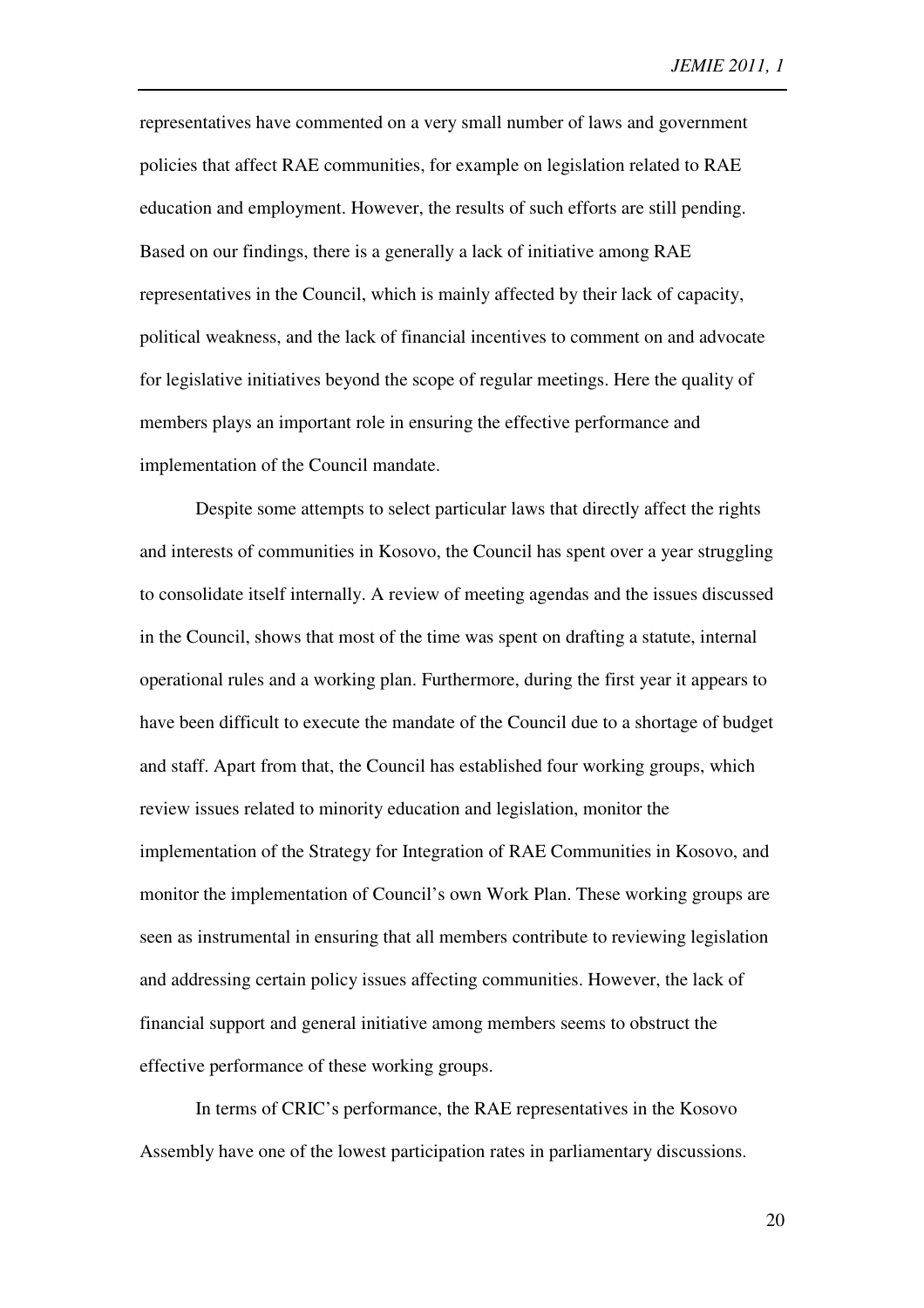representatives have commented on a very small number of laws and government policies that affect RAE communities, for example on legislation related to RAE education and employment. However, the results of such efforts are still pending. Based on our findings, there is a generally a lack of initiative among RAE representatives in the Council, which is mainly affected by their lack of capacity, political weakness, and the lack of financial incentives to comment on and advocate for legislative initiatives beyond the scope of regular meetings. Here the quality of members plays an important role in ensuring the effective performance and implementation of the Council mandate.

Despite some attempts to select particular laws that directly affect the rights and interests of communities in Kosovo, the Council has spent over a year struggling to consolidate itself internally. A review of meeting agendas and the issues discussed in the Council, shows that most of the time was spent on drafting a statute, internal operational rules and a working plan. Furthermore, during the first year it appears to have been difficult to execute the mandate of the Council due to a shortage of budget and staff. Apart from that, the Council has established four working groups, which review issues related to minority education and legislation, monitor the implementation of the Strategy for Integration of RAE Communities in Kosovo, and monitor the implementation of Council's own Work Plan. These working groups are seen as instrumental in ensuring that all members contribute to reviewing legislation and addressing certain policy issues affecting communities. However, the lack of financial support and general initiative among members seems to obstruct the effective performance of these working groups.

In terms of CRIC's performance, the RAE representatives in the Kosovo Assembly have one of the lowest participation rates in parliamentary discussions.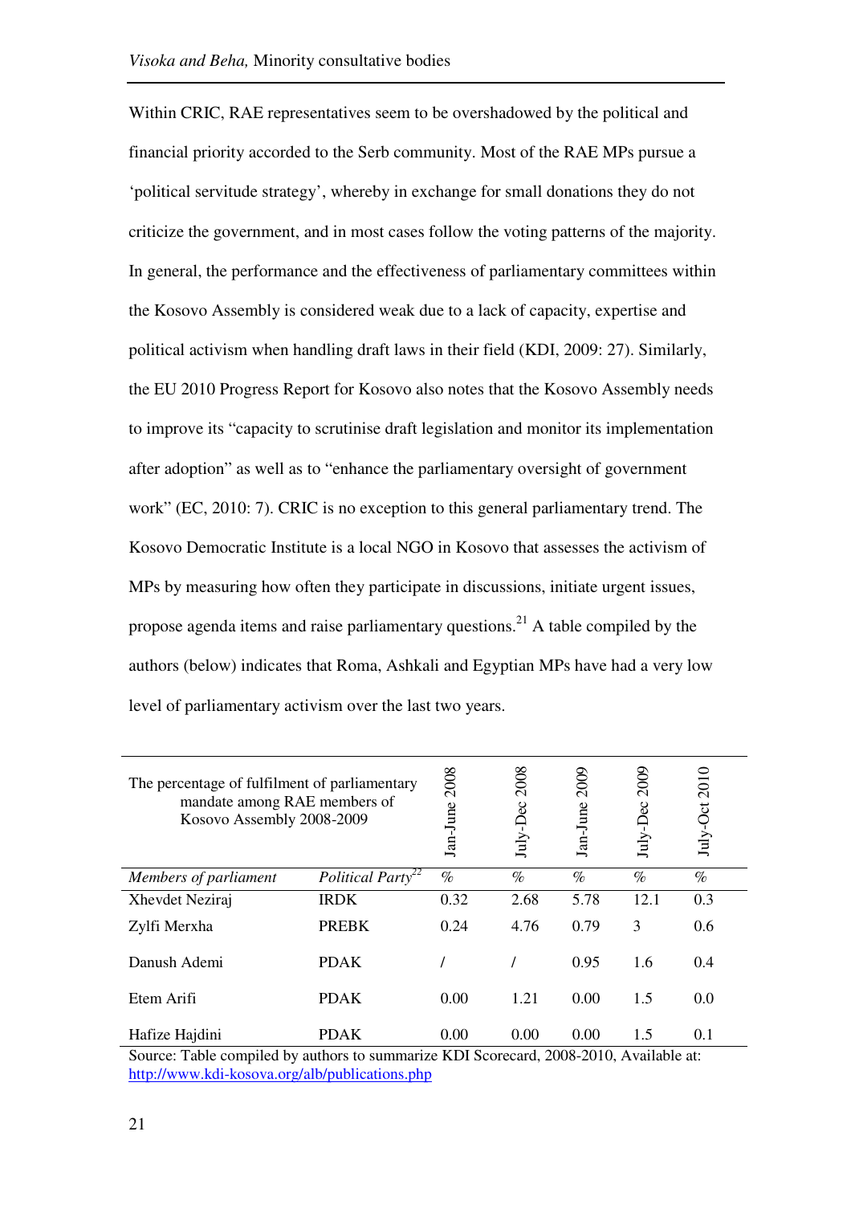Within CRIC, RAE representatives seem to be overshadowed by the political and financial priority accorded to the Serb community. Most of the RAE MPs pursue a 'political servitude strategy', whereby in exchange for small donations they do not criticize the government, and in most cases follow the voting patterns of the majority. In general, the performance and the effectiveness of parliamentary committees within the Kosovo Assembly is considered weak due to a lack of capacity, expertise and political activism when handling draft laws in their field (KDI, 2009: 27). Similarly, the EU 2010 Progress Report for Kosovo also notes that the Kosovo Assembly needs to improve its "capacity to scrutinise draft legislation and monitor its implementation after adoption" as well as to "enhance the parliamentary oversight of government work" (EC, 2010: 7). CRIC is no exception to this general parliamentary trend. The Kosovo Democratic Institute is a local NGO in Kosovo that assesses the activism of MPs by measuring how often they participate in discussions, initiate urgent issues, propose agenda items and raise parliamentary questions.[21] A table compiled by the authors (below) indicates that Roma, Ashkali and Egyptian MPs have had a very low level of parliamentary activism over the last two years.

| The percentage of fulfilment of parliamentary mandate among RAE members of Kosovo Assembly 2008-2009 | | Jan-June 2008 | July-Dec 2008 | Jan-June 2009 | July-Dec 2009 | July-Oct 2010 |
|---|---|---|---|---|---|---|
| *Members of parliament* | *Political Party*[22] | *%* | *%* | *%* | *%* | *%* |
| Xhevdet Neziraj | IRDK | 0.32 | 2.68 | 5.78 | 12.1 | 0.3 |
| Zylfi Merxha | PREBK | 0.24 | 4.76 | 0.79 | 3 | 0.6 |
| Danush Ademi | PDAK | / | / | 0.95 | 1.6 | 0.4 |
| Etem Arifi | PDAK | 0.00 | 1.21 | 0.00 | 1.5 | 0.0 |
| Hafize Hajdini | PDAK | 0.00 | 0.00 | 0.00 | 1.5 | 0.1 |

Source: Table compiled by authors to summarize KDI Scorecard, 2008-2010, Available at: http://www.kdi-kosova.org/alb/publications.php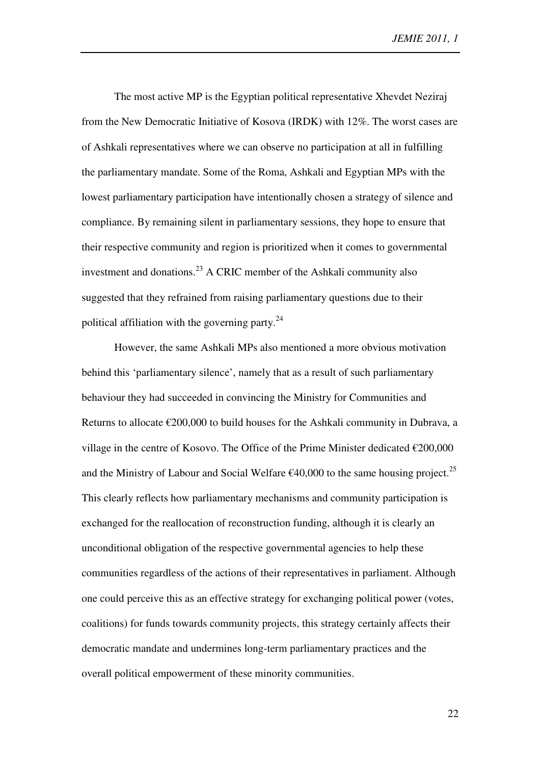The most active MP is the Egyptian political representative Xhevdet Neziraj from the New Democratic Initiative of Kosova (IRDK) with 12%. The worst cases are of Ashkali representatives where we can observe no participation at all in fulfilling the parliamentary mandate. Some of the Roma, Ashkali and Egyptian MPs with the lowest parliamentary participation have intentionally chosen a strategy of silence and compliance. By remaining silent in parliamentary sessions, they hope to ensure that their respective community and region is prioritized when it comes to governmental investment and donations.[23] A CRIC member of the Ashkali community also suggested that they refrained from raising parliamentary questions due to their political affiliation with the governing party.[24]

However, the same Ashkali MPs also mentioned a more obvious motivation behind this 'parliamentary silence', namely that as a result of such parliamentary behaviour they had succeeded in convincing the Ministry for Communities and Returns to allocate €200,000 to build houses for the Ashkali community in Dubrava, a village in the centre of Kosovo. The Office of the Prime Minister dedicated €200,000 and the Ministry of Labour and Social Welfare €40,000 to the same housing project.[25] This clearly reflects how parliamentary mechanisms and community participation is exchanged for the reallocation of reconstruction funding, although it is clearly an unconditional obligation of the respective governmental agencies to help these communities regardless of the actions of their representatives in parliament. Although one could perceive this as an effective strategy for exchanging political power (votes, coalitions) for funds towards community projects, this strategy certainly affects their democratic mandate and undermines long-term parliamentary practices and the overall political empowerment of these minority communities.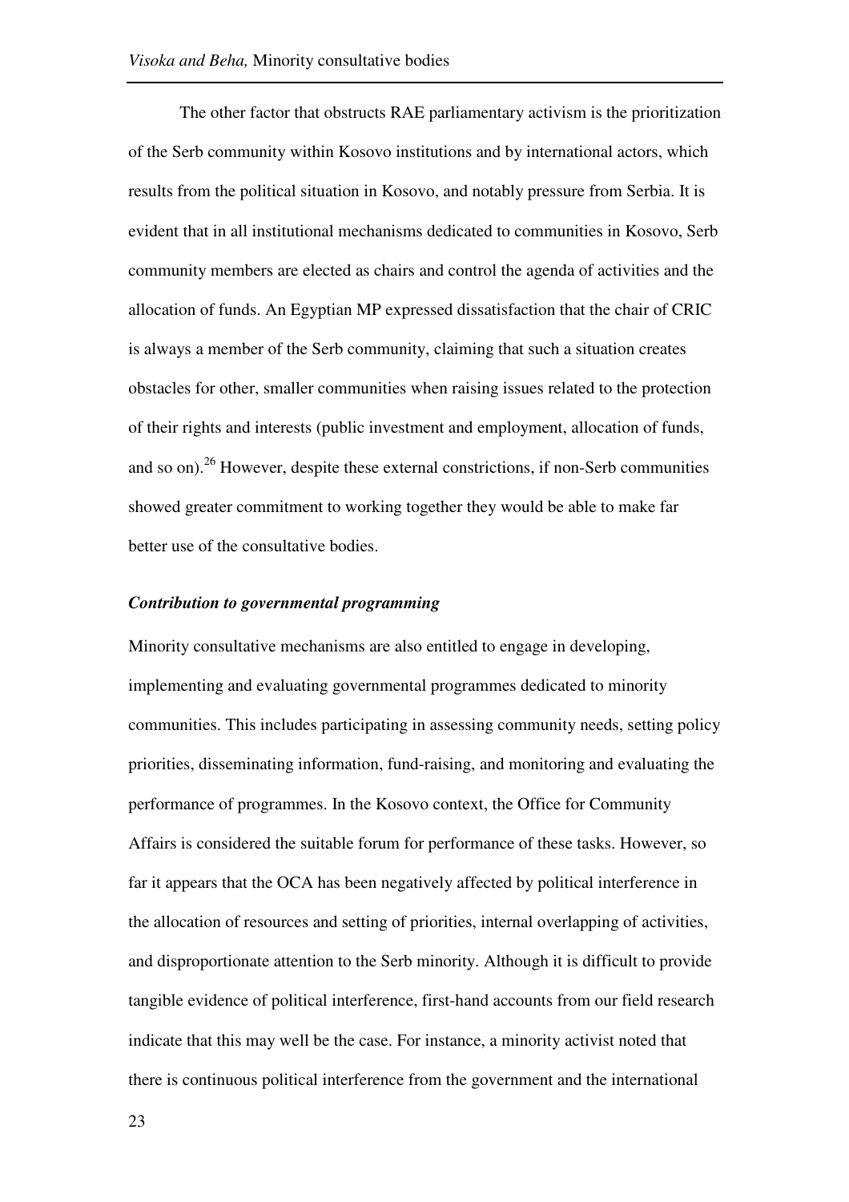The other factor that obstructs RAE parliamentary activism is the prioritization of the Serb community within Kosovo institutions and by international actors, which results from the political situation in Kosovo, and notably pressure from Serbia. It is evident that in all institutional mechanisms dedicated to communities in Kosovo, Serb community members are elected as chairs and control the agenda of activities and the allocation of funds. An Egyptian MP expressed dissatisfaction that the chair of CRIC is always a member of the Serb community, claiming that such a situation creates obstacles for other, smaller communities when raising issues related to the protection of their rights and interests (public investment and employment, allocation of funds, and so on).[26] However, despite these external constrictions, if non-Serb communities showed greater commitment to working together they would be able to make far better use of the consultative bodies.

***Contribution to governmental programming***

Minority consultative mechanisms are also entitled to engage in developing, implementing and evaluating governmental programmes dedicated to minority communities. This includes participating in assessing community needs, setting policy priorities, disseminating information, fund-raising, and monitoring and evaluating the performance of programmes. In the Kosovo context, the Office for Community Affairs is considered the suitable forum for performance of these tasks. However, so far it appears that the OCA has been negatively affected by political interference in the allocation of resources and setting of priorities, internal overlapping of activities, and disproportionate attention to the Serb minority. Although it is difficult to provide tangible evidence of political interference, first-hand accounts from our field research indicate that this may well be the case. For instance, a minority activist noted that there is continuous political interference from the government and the international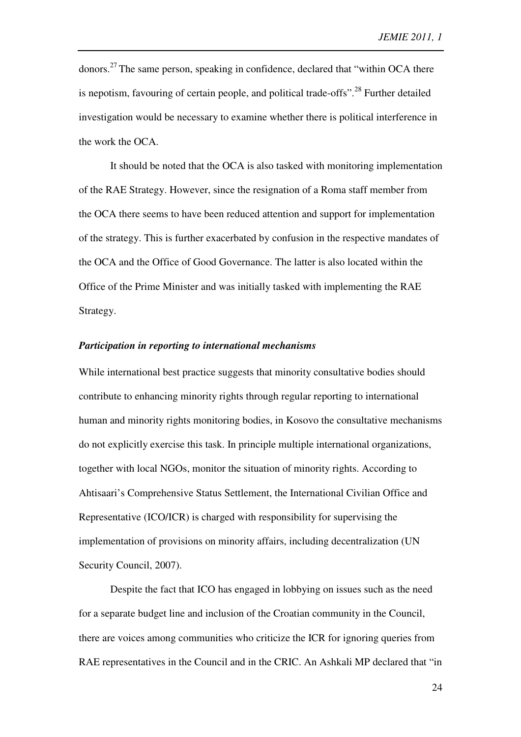donors.[27] The same person, speaking in confidence, declared that "within OCA there is nepotism, favouring of certain people, and political trade-offs".[28] Further detailed investigation would be necessary to examine whether there is political interference in the work the OCA.

It should be noted that the OCA is also tasked with monitoring implementation of the RAE Strategy. However, since the resignation of a Roma staff member from the OCA there seems to have been reduced attention and support for implementation of the strategy. This is further exacerbated by confusion in the respective mandates of the OCA and the Office of Good Governance. The latter is also located within the Office of the Prime Minister and was initially tasked with implementing the RAE Strategy.

***Participation in reporting to international mechanisms***

While international best practice suggests that minority consultative bodies should contribute to enhancing minority rights through regular reporting to international human and minority rights monitoring bodies, in Kosovo the consultative mechanisms do not explicitly exercise this task. In principle multiple international organizations, together with local NGOs, monitor the situation of minority rights. According to Ahtisaari's Comprehensive Status Settlement, the International Civilian Office and Representative (ICO/ICR) is charged with responsibility for supervising the implementation of provisions on minority affairs, including decentralization (UN Security Council, 2007).

Despite the fact that ICO has engaged in lobbying on issues such as the need for a separate budget line and inclusion of the Croatian community in the Council, there are voices among communities who criticize the ICR for ignoring queries from RAE representatives in the Council and in the CRIC. An Ashkali MP declared that "in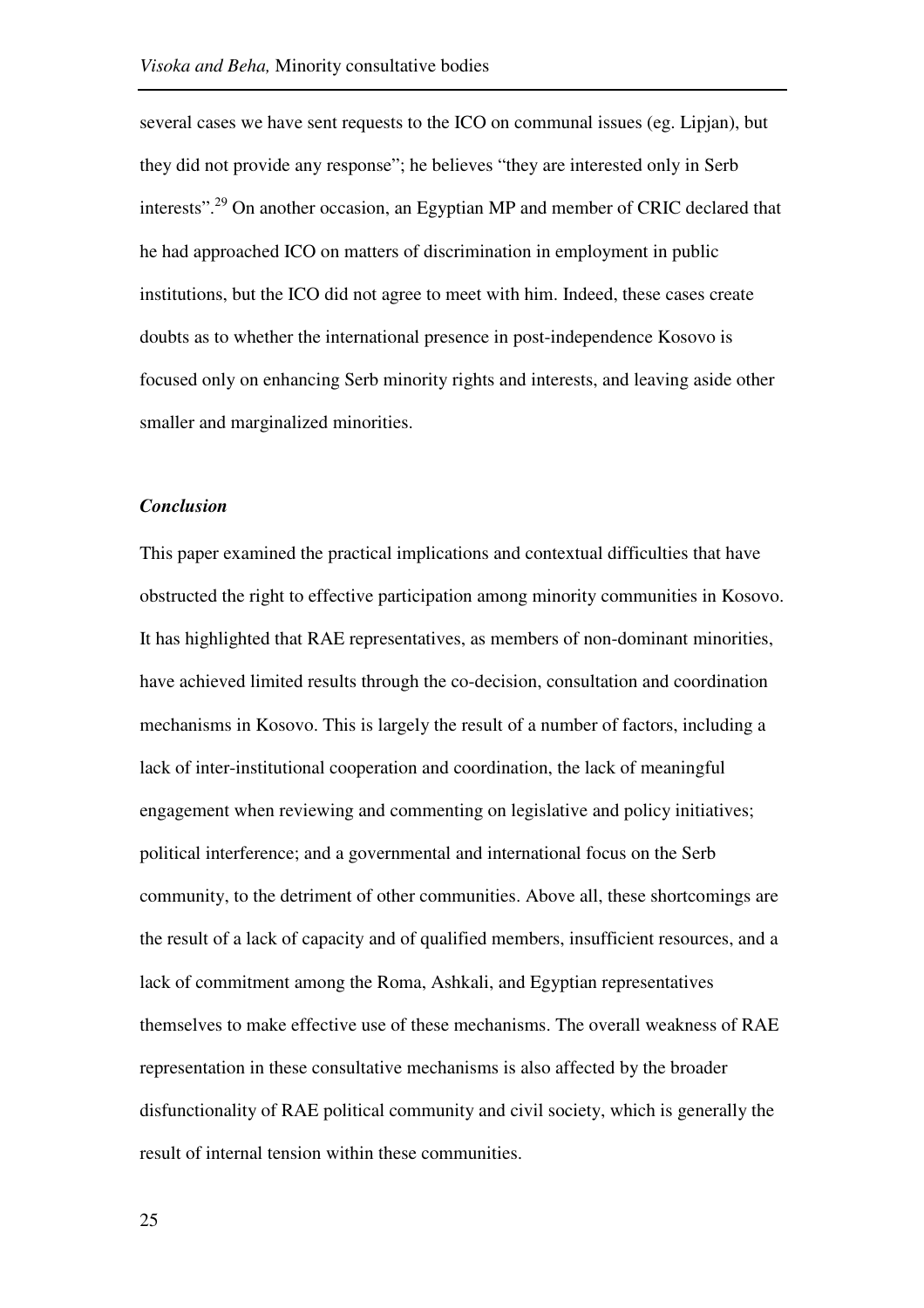several cases we have sent requests to the ICO on communal issues (eg. Lipjan), but they did not provide any response"; he believes "they are interested only in Serb interests".[29] On another occasion, an Egyptian MP and member of CRIC declared that he had approached ICO on matters of discrimination in employment in public institutions, but the ICO did not agree to meet with him. Indeed, these cases create doubts as to whether the international presence in post-independence Kosovo is focused only on enhancing Serb minority rights and interests, and leaving aside other smaller and marginalized minorities.

### *Conclusion*

This paper examined the practical implications and contextual difficulties that have obstructed the right to effective participation among minority communities in Kosovo. It has highlighted that RAE representatives, as members of non-dominant minorities, have achieved limited results through the co-decision, consultation and coordination mechanisms in Kosovo. This is largely the result of a number of factors, including a lack of inter-institutional cooperation and coordination, the lack of meaningful engagement when reviewing and commenting on legislative and policy initiatives; political interference; and a governmental and international focus on the Serb community, to the detriment of other communities. Above all, these shortcomings are the result of a lack of capacity and of qualified members, insufficient resources, and a lack of commitment among the Roma, Ashkali, and Egyptian representatives themselves to make effective use of these mechanisms. The overall weakness of RAE representation in these consultative mechanisms is also affected by the broader disfunctionality of RAE political community and civil society, which is generally the result of internal tension within these communities.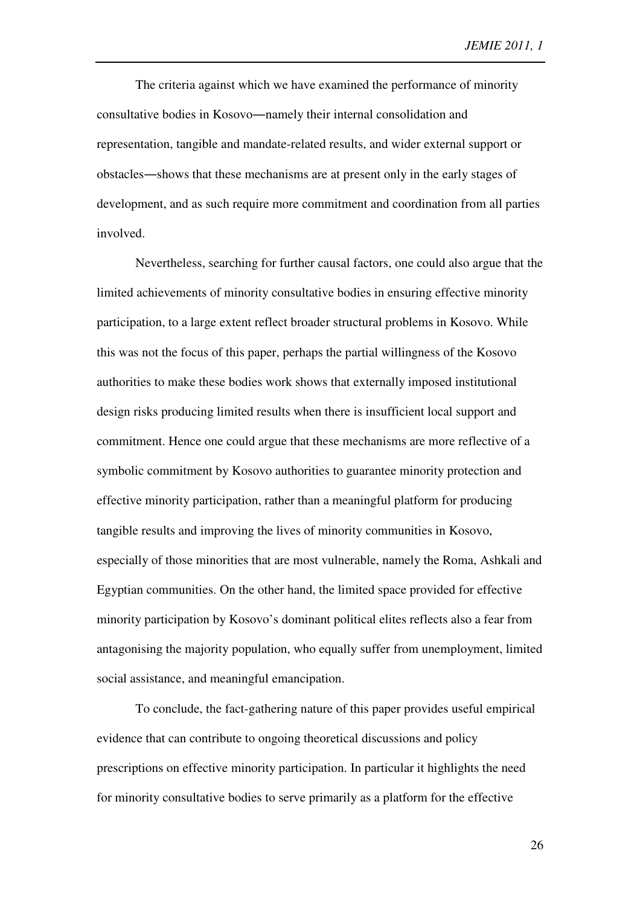The criteria against which we have examined the performance of minority consultative bodies in Kosovo—namely their internal consolidation and representation, tangible and mandate-related results, and wider external support or obstacles—shows that these mechanisms are at present only in the early stages of development, and as such require more commitment and coordination from all parties involved.

Nevertheless, searching for further causal factors, one could also argue that the limited achievements of minority consultative bodies in ensuring effective minority participation, to a large extent reflect broader structural problems in Kosovo. While this was not the focus of this paper, perhaps the partial willingness of the Kosovo authorities to make these bodies work shows that externally imposed institutional design risks producing limited results when there is insufficient local support and commitment. Hence one could argue that these mechanisms are more reflective of a symbolic commitment by Kosovo authorities to guarantee minority protection and effective minority participation, rather than a meaningful platform for producing tangible results and improving the lives of minority communities in Kosovo, especially of those minorities that are most vulnerable, namely the Roma, Ashkali and Egyptian communities. On the other hand, the limited space provided for effective minority participation by Kosovo's dominant political elites reflects also a fear from antagonising the majority population, who equally suffer from unemployment, limited social assistance, and meaningful emancipation.

To conclude, the fact-gathering nature of this paper provides useful empirical evidence that can contribute to ongoing theoretical discussions and policy prescriptions on effective minority participation. In particular it highlights the need for minority consultative bodies to serve primarily as a platform for the effective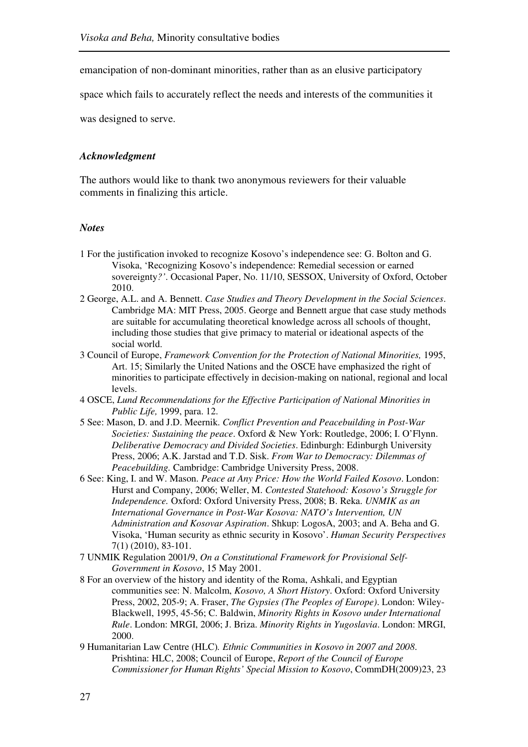emancipation of non-dominant minorities, rather than as an elusive participatory space which fails to accurately reflect the needs and interests of the communities it was designed to serve.

### *Acknowledgment*

The authors would like to thank two anonymous reviewers for their valuable comments in finalizing this article.

### *Notes*

1 For the justification invoked to recognize Kosovo's independence see: G. Bolton and G. Visoka, 'Recognizing Kosovo's independence: Remedial secession or earned sovereignty*?'*. Occasional Paper, No. 11/10, SESSOX, University of Oxford, October 2010.

2 George, A.L. and A. Bennett. *Case Studies and Theory Development in the Social Sciences*. Cambridge MA: MIT Press, 2005. George and Bennett argue that case study methods are suitable for accumulating theoretical knowledge across all schools of thought, including those studies that give primacy to material or ideational aspects of the social world.

3 Council of Europe, *Framework Convention for the Protection of National Minorities,* 1995, Art. 15; Similarly the United Nations and the OSCE have emphasized the right of minorities to participate effectively in decision-making on national, regional and local levels.

4 OSCE, *Lund Recommendations for the Effective Participation of National Minorities in Public Life,* 1999, para. 12.

5 See: Mason, D. and J.D. Meernik. *Conflict Prevention and Peacebuilding in Post-War Societies: Sustaining the peace*. Oxford & New York: Routledge, 2006; I. O'Flynn. *Deliberative Democracy and Divided Societies*. Edinburgh: Edinburgh University Press, 2006; A.K. Jarstad and T.D. Sisk. *From War to Democracy: Dilemmas of Peacebuilding.* Cambridge: Cambridge University Press, 2008.

6 See: King, I. and W. Mason. *Peace at Any Price: How the World Failed Kosovo*. London: Hurst and Company, 2006; Weller, M. *Contested Statehood: Kosovo's Struggle for Independence.* Oxford: Oxford University Press, 2008; B. Reka. *UNMIK as an International Governance in Post-War Kosova: NATO's Intervention, UN Administration and Kosovar Aspiration*. Shkup: LogosA, 2003; and A. Beha and G. Visoka, 'Human security as ethnic security in Kosovo'. *Human Security Perspectives* 7(1) (2010), 83-101.

7 UNMIK Regulation 2001/9, *On a Constitutional Framework for Provisional Self-Government in Kosovo*, 15 May 2001.

8 For an overview of the history and identity of the Roma, Ashkali, and Egyptian communities see: N. Malcolm, *Kosovo, A Short History*. Oxford: Oxford University Press, 2002, 205-9; A. Fraser, *The Gypsies (The Peoples of Europe)*. London: Wiley-Blackwell, 1995, 45-56; C. Baldwin, *Minority Rights in Kosovo under International Rule*. London: MRGI, 2006; J. Briza. *Minority Rights in Yugoslavia*. London: MRGI, 2000.

9 Humanitarian Law Centre (HLC)*. Ethnic Communities in Kosovo in 2007 and 2008*. Prishtina: HLC, 2008; Council of Europe, *Report of the Council of Europe Commissioner for Human Rights' Special Mission to Kosovo*, CommDH(2009)23, 23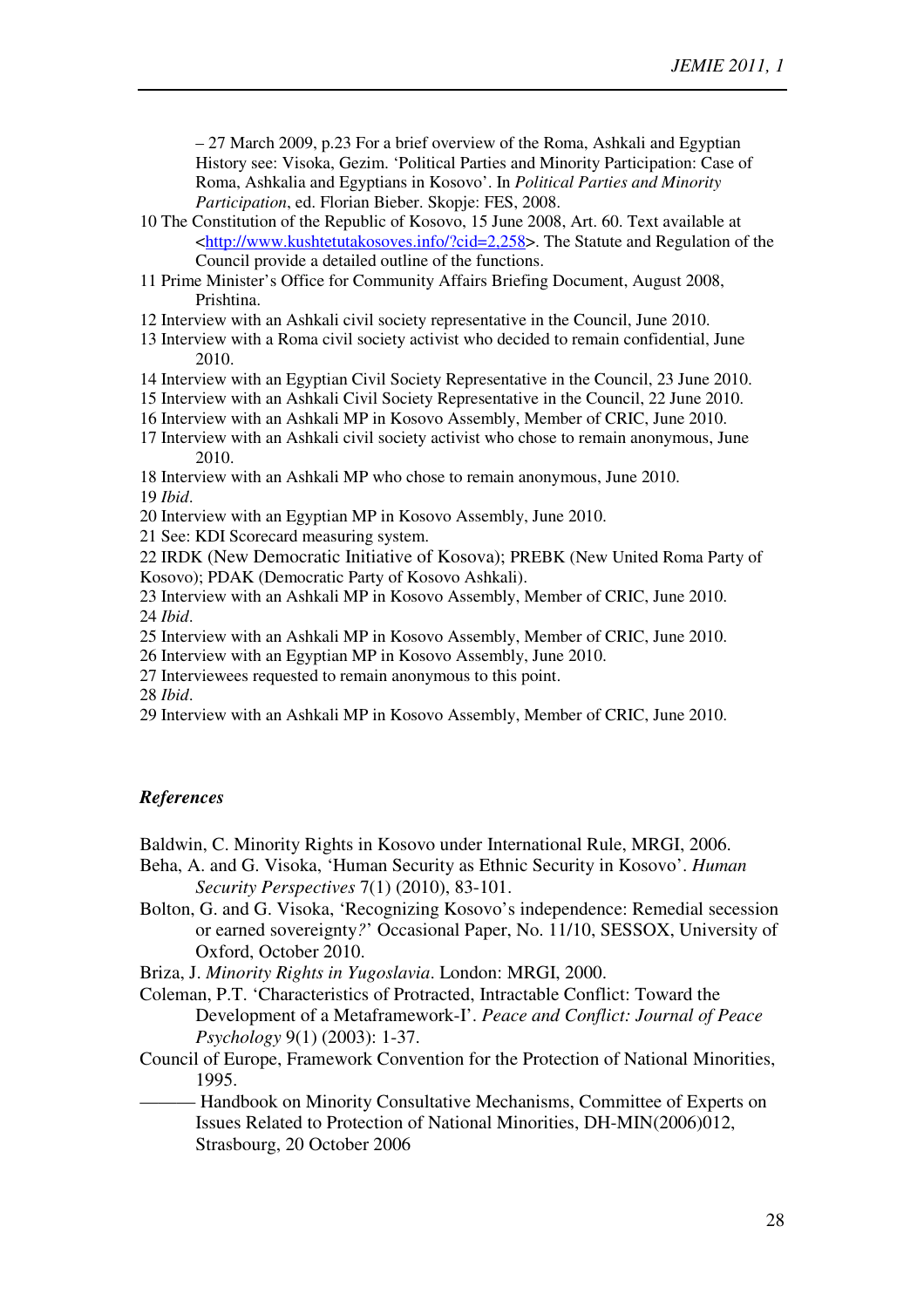– 27 March 2009, p.23 For a brief overview of the Roma, Ashkali and Egyptian History see: Visoka, Gezim. 'Political Parties and Minority Participation: Case of Roma, Ashkalia and Egyptians in Kosovo'. In *Political Parties and Minority Participation*, ed. Florian Bieber. Skopje: FES, 2008.

10 The Constitution of the Republic of Kosovo, 15 June 2008, Art. 60. Text available at <http://www.kushtetutakosoves.info/?cid=2,258>. The Statute and Regulation of the Council provide a detailed outline of the functions.

11 Prime Minister's Office for Community Affairs Briefing Document, August 2008, Prishtina.

12 Interview with an Ashkali civil society representative in the Council, June 2010.

13 Interview with a Roma civil society activist who decided to remain confidential, June 2010.

14 Interview with an Egyptian Civil Society Representative in the Council, 23 June 2010.

15 Interview with an Ashkali Civil Society Representative in the Council, 22 June 2010.

16 Interview with an Ashkali MP in Kosovo Assembly, Member of CRIC, June 2010.

17 Interview with an Ashkali civil society activist who chose to remain anonymous, June 2010.

18 Interview with an Ashkali MP who chose to remain anonymous, June 2010.

19 *Ibid*.

20 Interview with an Egyptian MP in Kosovo Assembly, June 2010.

21 See: KDI Scorecard measuring system.

22 IRDK (New Democratic Initiative of Kosova); PREBK (New United Roma Party of Kosovo); PDAK (Democratic Party of Kosovo Ashkali).

23 Interview with an Ashkali MP in Kosovo Assembly, Member of CRIC, June 2010.

24 *Ibid*.

25 Interview with an Ashkali MP in Kosovo Assembly, Member of CRIC, June 2010.

26 Interview with an Egyptian MP in Kosovo Assembly, June 2010.

27 Interviewees requested to remain anonymous to this point.

28 *Ibid*.

29 Interview with an Ashkali MP in Kosovo Assembly, Member of CRIC, June 2010.

## *References*

Baldwin, C. Minority Rights in Kosovo under International Rule, MRGI, 2006.

Beha, A. and G. Visoka, 'Human Security as Ethnic Security in Kosovo'. *Human Security Perspectives* 7(1) (2010), 83-101.

Bolton, G. and G. Visoka, 'Recognizing Kosovo's independence: Remedial secession or earned sovereignty*?*' Occasional Paper, No. 11/10, SESSOX, University of Oxford, October 2010.

Briza, J. *Minority Rights in Yugoslavia*. London: MRGI, 2000.

Coleman, P.T. 'Characteristics of Protracted, Intractable Conflict: Toward the Development of a Metaframework-I'. *Peace and Conflict: Journal of Peace Psychology* 9(1) (2003): 1-37.

Council of Europe, Framework Convention for the Protection of National Minorities, 1995.

——— Handbook on Minority Consultative Mechanisms, Committee of Experts on Issues Related to Protection of National Minorities, DH-MIN(2006)012, Strasbourg, 20 October 2006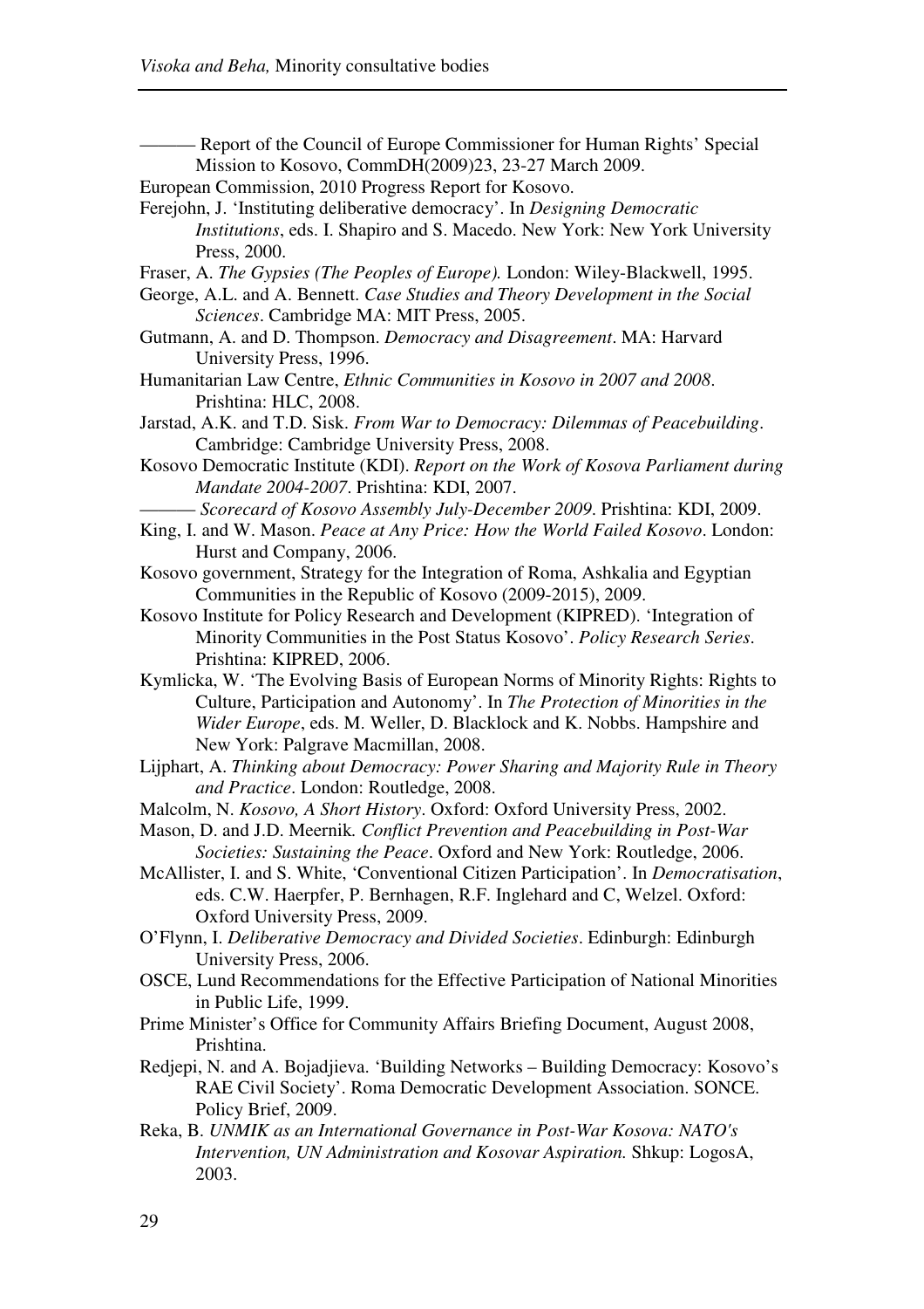——— Report of the Council of Europe Commissioner for Human Rights' Special Mission to Kosovo, CommDH(2009)23, 23-27 March 2009.

European Commission, 2010 Progress Report for Kosovo.

Ferejohn, J. 'Instituting deliberative democracy'. In *Designing Democratic Institutions*, eds. I. Shapiro and S. Macedo. New York: New York University Press, 2000.

Fraser, A. *The Gypsies (The Peoples of Europe).* London: Wiley-Blackwell, 1995.

George, A.L. and A. Bennett. *Case Studies and Theory Development in the Social Sciences*. Cambridge MA: MIT Press, 2005.

Gutmann, A. and D. Thompson. *Democracy and Disagreement*. MA: Harvard University Press, 1996.

Humanitarian Law Centre, *Ethnic Communities in Kosovo in 2007 and 2008*. Prishtina: HLC, 2008.

Jarstad, A.K. and T.D. Sisk. *From War to Democracy: Dilemmas of Peacebuilding*. Cambridge: Cambridge University Press, 2008.

Kosovo Democratic Institute (KDI). *Report on the Work of Kosova Parliament during Mandate 2004-2007*. Prishtina: KDI, 2007.

——— *Scorecard of Kosovo Assembly July-December 2009*. Prishtina: KDI, 2009.

King, I. and W. Mason. *Peace at Any Price: How the World Failed Kosovo*. London: Hurst and Company, 2006.

Kosovo government, Strategy for the Integration of Roma, Ashkalia and Egyptian Communities in the Republic of Kosovo (2009-2015), 2009.

Kosovo Institute for Policy Research and Development (KIPRED). 'Integration of Minority Communities in the Post Status Kosovo'. *Policy Research Series*. Prishtina: KIPRED, 2006.

Kymlicka, W. 'The Evolving Basis of European Norms of Minority Rights: Rights to Culture, Participation and Autonomy'. In *The Protection of Minorities in the Wider Europe*, eds. M. Weller, D. Blacklock and K. Nobbs. Hampshire and New York: Palgrave Macmillan, 2008.

Lijphart, A. *Thinking about Democracy: Power Sharing and Majority Rule in Theory and Practice*. London: Routledge, 2008.

Malcolm, N. *Kosovo, A Short History*. Oxford: Oxford University Press, 2002.

Mason, D. and J.D. Meernik*. Conflict Prevention and Peacebuilding in Post-War Societies: Sustaining the Peace*. Oxford and New York: Routledge, 2006.

McAllister, I. and S. White, 'Conventional Citizen Participation'. In *Democratisation*, eds. C.W. Haerpfer, P. Bernhagen, R.F. Inglehard and C, Welzel. Oxford: Oxford University Press, 2009.

O'Flynn, I. *Deliberative Democracy and Divided Societies*. Edinburgh: Edinburgh University Press, 2006.

OSCE, Lund Recommendations for the Effective Participation of National Minorities in Public Life, 1999.

Prime Minister's Office for Community Affairs Briefing Document, August 2008, Prishtina.

Redjepi, N. and A. Bojadjieva. 'Building Networks – Building Democracy: Kosovo's RAE Civil Society'. Roma Democratic Development Association. SONCE. Policy Brief, 2009.

Reka, B. *UNMIK as an International Governance in Post-War Kosova: NATO's Intervention, UN Administration and Kosovar Aspiration.* Shkup: LogosA, 2003.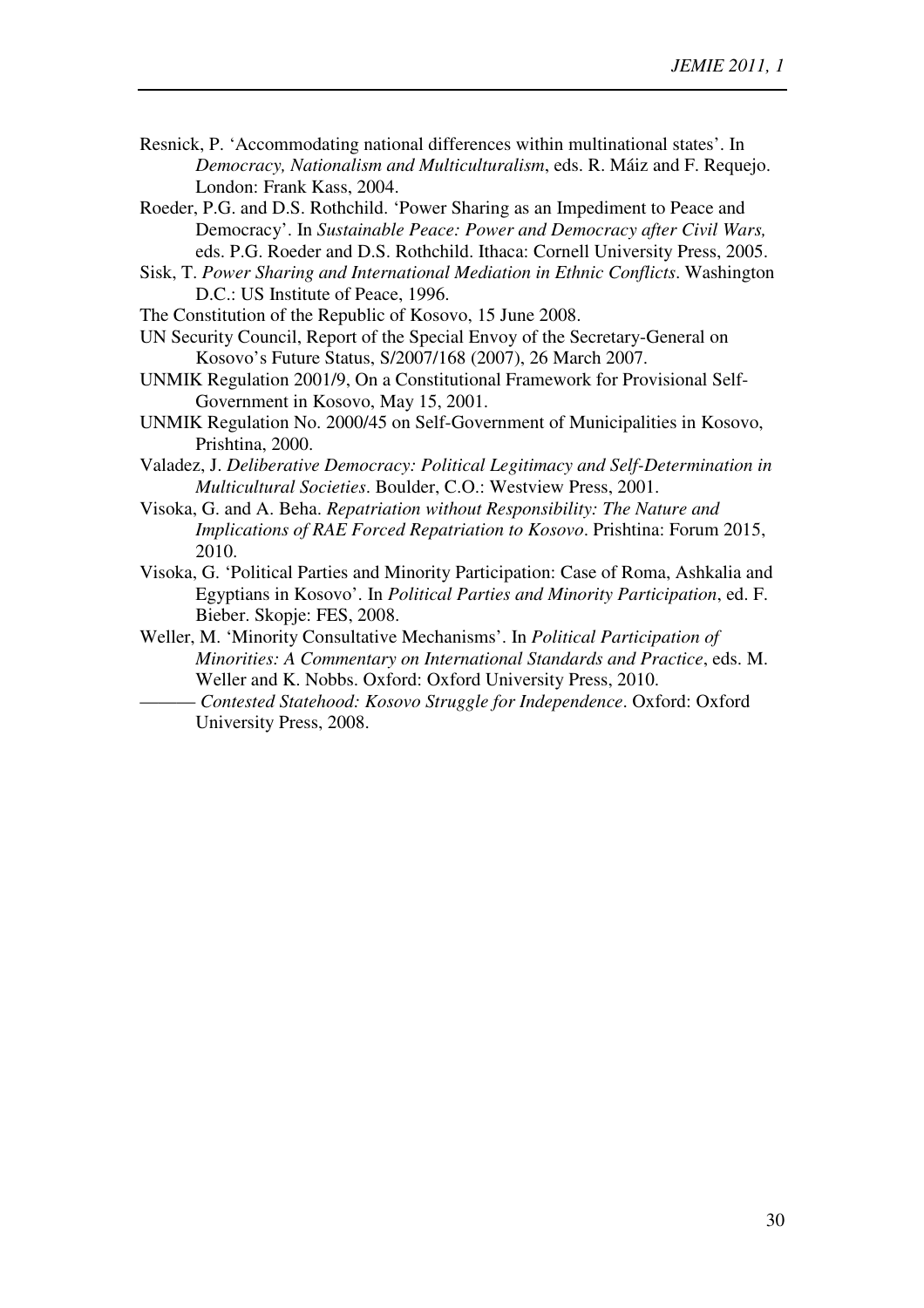Resnick, P. 'Accommodating national differences within multinational states'. In *Democracy, Nationalism and Multiculturalism*, eds. R. Máiz and F. Requejo. London: Frank Kass, 2004.

Roeder, P.G. and D.S. Rothchild. 'Power Sharing as an Impediment to Peace and Democracy'. In *Sustainable Peace: Power and Democracy after Civil Wars,* eds. P.G. Roeder and D.S. Rothchild. Ithaca: Cornell University Press, 2005.

Sisk, T. *Power Sharing and International Mediation in Ethnic Conflicts*. Washington D.C.: US Institute of Peace, 1996.

The Constitution of the Republic of Kosovo, 15 June 2008.

UN Security Council, Report of the Special Envoy of the Secretary-General on Kosovo's Future Status, S/2007/168 (2007), 26 March 2007.

UNMIK Regulation 2001/9, On a Constitutional Framework for Provisional Self-Government in Kosovo, May 15, 2001.

UNMIK Regulation No. 2000/45 on Self-Government of Municipalities in Kosovo, Prishtina, 2000.

Valadez, J. *Deliberative Democracy: Political Legitimacy and Self-Determination in Multicultural Societies*. Boulder, C.O.: Westview Press, 2001.

Visoka, G. and A. Beha. *Repatriation without Responsibility: The Nature and Implications of RAE Forced Repatriation to Kosovo*. Prishtina: Forum 2015, 2010.

Visoka, G. 'Political Parties and Minority Participation: Case of Roma, Ashkalia and Egyptians in Kosovo'. In *Political Parties and Minority Participation*, ed. F. Bieber. Skopje: FES, 2008.

Weller, M. 'Minority Consultative Mechanisms'. In *Political Participation of Minorities: A Commentary on International Standards and Practice*, eds. M. Weller and K. Nobbs. Oxford: Oxford University Press, 2010.

——— *Contested Statehood: Kosovo Struggle for Independence*. Oxford: Oxford University Press, 2008.